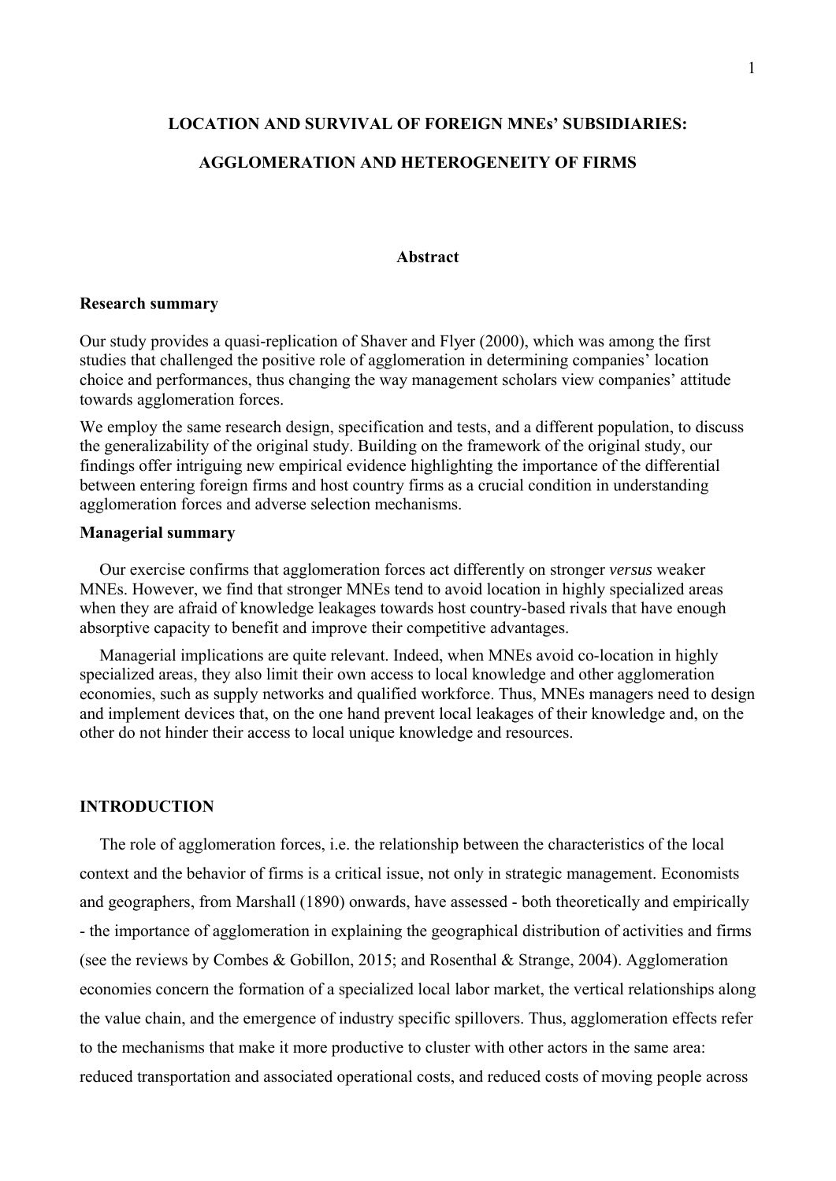# LOCATION AND SURVIVAL OF FOREIGN MNEs' SUBSIDIARIES:

# AGGLOMERATION AND HETEROGENEITY OF FIRMS

## Abstract

### Research summary

Our study provides a quasi-replication of Shaver and Flyer (2000), which was among the first studies that challenged the positive role of agglomeration in determining companies' location choice and performances, thus changing the way management scholars view companies' attitude towards agglomeration forces.

We employ the same research design, specification and tests, and a different population, to discuss the generalizability of the original study. Building on the framework of the original study, our findings offer intriguing new empirical evidence highlighting the importance of the differential between entering foreign firms and host country firms as a crucial condition in understanding agglomeration forces and adverse selection mechanisms.

### Managerial summary

Our exercise confirms that agglomeration forces act differently on stronger *versus* weaker MNEs. However, we find that stronger MNEs tend to avoid location in highly specialized areas when they are afraid of knowledge leakages towards host country-based rivals that have enough absorptive capacity to benefit and improve their competitive advantages.

Managerial implications are quite relevant. Indeed, when MNEs avoid co-location in highly specialized areas, they also limit their own access to local knowledge and other agglomeration economies, such as supply networks and qualified workforce. Thus, MNEs managers need to design and implement devices that, on the one hand prevent local leakages of their knowledge and, on the other do not hinder their access to local unique knowledge and resources.

## INTRODUCTION

The role of agglomeration forces, i.e. the relationship between the characteristics of the local context and the behavior of firms is a critical issue, not only in strategic management. Economists and geographers, from Marshall (1890) onwards, have assessed - both theoretically and empirically - the importance of agglomeration in explaining the geographical distribution of activities and firms (see the reviews by Combes & Gobillon, 2015; and Rosenthal & Strange, 2004). Agglomeration economies concern the formation of a specialized local labor market, the vertical relationships along the value chain, and the emergence of industry specific spillovers. Thus, agglomeration effects refer to the mechanisms that make it more productive to cluster with other actors in the same area: reduced transportation and associated operational costs, and reduced costs of moving people across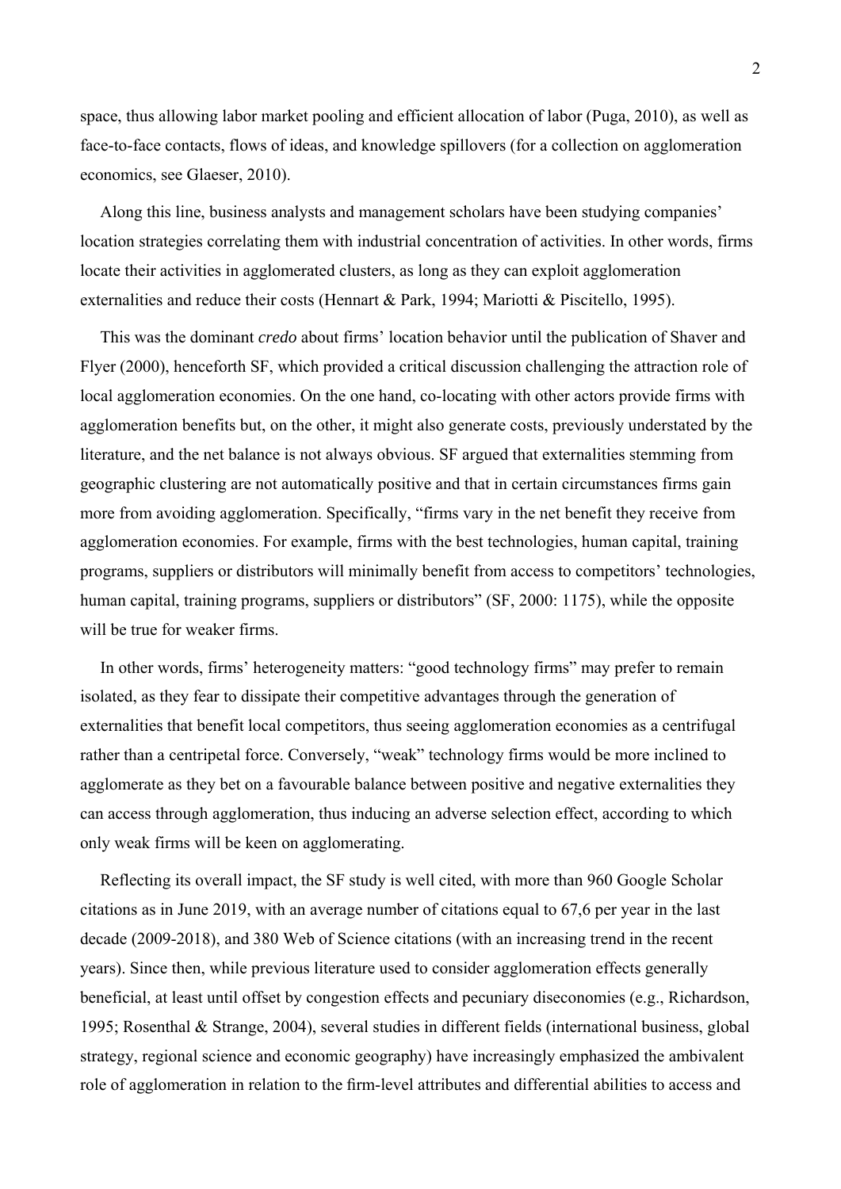space, thus allowing labor market pooling and efficient allocation of labor (Puga, 2010), as well as face-to-face contacts, flows of ideas, and knowledge spillovers (for a collection on agglomeration economics, see Glaeser, 2010).

Along this line, business analysts and management scholars have been studying companies' location strategies correlating them with industrial concentration of activities. In other words, firms locate their activities in agglomerated clusters, as long as they can exploit agglomeration externalities and reduce their costs (Hennart & Park, 1994; Mariotti & Piscitello, 1995).

This was the dominant *credo* about firms' location behavior until the publication of Shaver and Flyer (2000), henceforth SF, which provided a critical discussion challenging the attraction role of local agglomeration economies. On the one hand, co-locating with other actors provide firms with agglomeration benefits but, on the other, it might also generate costs, previously understated by the literature, and the net balance is not always obvious. SF argued that externalities stemming from geographic clustering are not automatically positive and that in certain circumstances firms gain more from avoiding agglomeration. Specifically, "firms vary in the net benefit they receive from agglomeration economies. For example, firms with the best technologies, human capital, training programs, suppliers or distributors will minimally benefit from access to competitors' technologies, human capital, training programs, suppliers or distributors" (SF, 2000: 1175), while the opposite will be true for weaker firms.

In other words, firms' heterogeneity matters: "good technology firms" may prefer to remain isolated, as they fear to dissipate their competitive advantages through the generation of externalities that benefit local competitors, thus seeing agglomeration economies as a centrifugal rather than a centripetal force. Conversely, "weak" technology firms would be more inclined to agglomerate as they bet on a favourable balance between positive and negative externalities they can access through agglomeration, thus inducing an adverse selection effect, according to which only weak firms will be keen on agglomerating.

Reflecting its overall impact, the SF study is well cited, with more than 960 Google Scholar citations as in June 2019, with an average number of citations equal to 67,6 per year in the last decade (2009-2018), and 380 Web of Science citations (with an increasing trend in the recent years). Since then, while previous literature used to consider agglomeration effects generally beneficial, at least until offset by congestion effects and pecuniary diseconomies (e.g., Richardson, 1995; Rosenthal & Strange, 2004), several studies in different fields (international business, global strategy, regional science and economic geography) have increasingly emphasized the ambivalent role of agglomeration in relation to the firm-level attributes and differential abilities to access and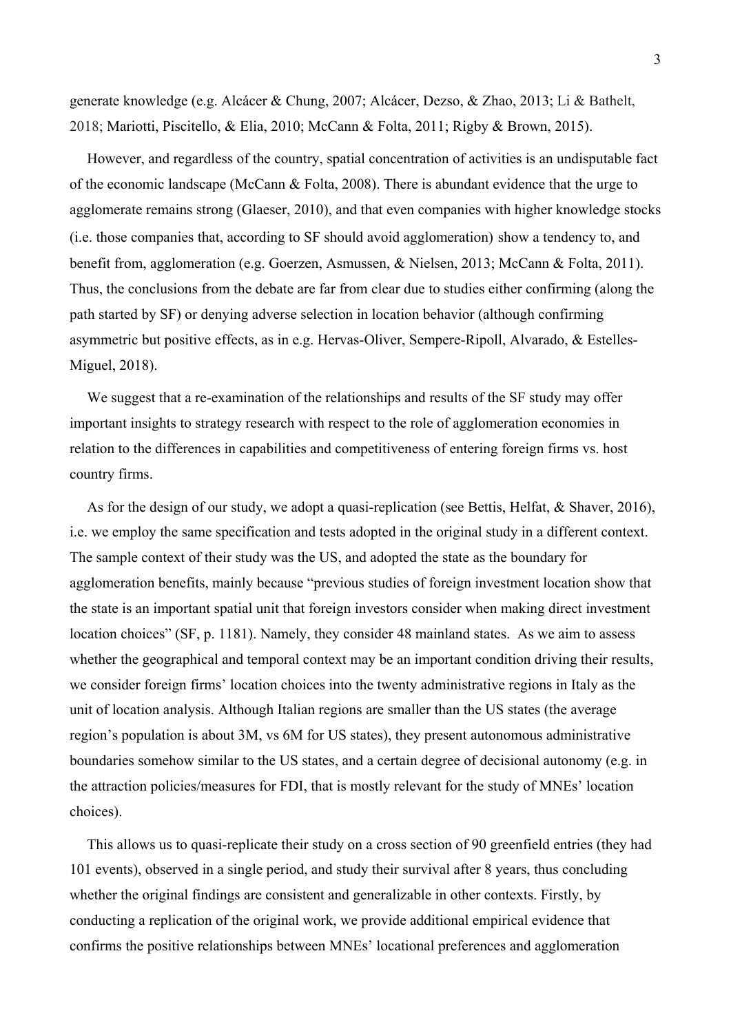generate knowledge (e.g. Alcácer & Chung, 2007; Alcácer, Dezso, & Zhao, 2013; Li & Bathelt, 2018; Mariotti, Piscitello, & Elia, 2010; McCann & Folta, 2011; Rigby & Brown, 2015).

However, and regardless of the country, spatial concentration of activities is an undisputable fact of the economic landscape (McCann & Folta, 2008). There is abundant evidence that the urge to agglomerate remains strong (Glaeser, 2010), and that even companies with higher knowledge stocks (i.e. those companies that, according to SF should avoid agglomeration) show a tendency to, and benefit from, agglomeration (e.g. Goerzen, Asmussen, & Nielsen, 2013; McCann & Folta, 2011). Thus, the conclusions from the debate are far from clear due to studies either confirming (along the path started by SF) or denying adverse selection in location behavior (although confirming asymmetric but positive effects, as in e.g. Hervas-Oliver, Sempere-Ripoll, Alvarado, & Estelles-Miguel, 2018).

We suggest that a re-examination of the relationships and results of the SF study may offer important insights to strategy research with respect to the role of agglomeration economies in relation to the differences in capabilities and competitiveness of entering foreign firms vs. host country firms.

As for the design of our study, we adopt a quasi-replication (see Bettis, Helfat, & Shaver, 2016), i.e. we employ the same specification and tests adopted in the original study in a different context. The sample context of their study was the US, and adopted the state as the boundary for agglomeration benefits, mainly because "previous studies of foreign investment location show that the state is an important spatial unit that foreign investors consider when making direct investment location choices" (SF, p. 1181). Namely, they consider 48 mainland states. As we aim to assess whether the geographical and temporal context may be an important condition driving their results, we consider foreign firms' location choices into the twenty administrative regions in Italy as the unit of location analysis. Although Italian regions are smaller than the US states (the average region's population is about 3M, vs 6M for US states), they present autonomous administrative boundaries somehow similar to the US states, and a certain degree of decisional autonomy (e.g. in the attraction policies/measures for FDI, that is mostly relevant for the study of MNEs' location choices).

This allows us to quasi-replicate their study on a cross section of 90 greenfield entries (they had 101 events), observed in a single period, and study their survival after 8 years, thus concluding whether the original findings are consistent and generalizable in other contexts. Firstly, by conducting a replication of the original work, we provide additional empirical evidence that confirms the positive relationships between MNEs' locational preferences and agglomeration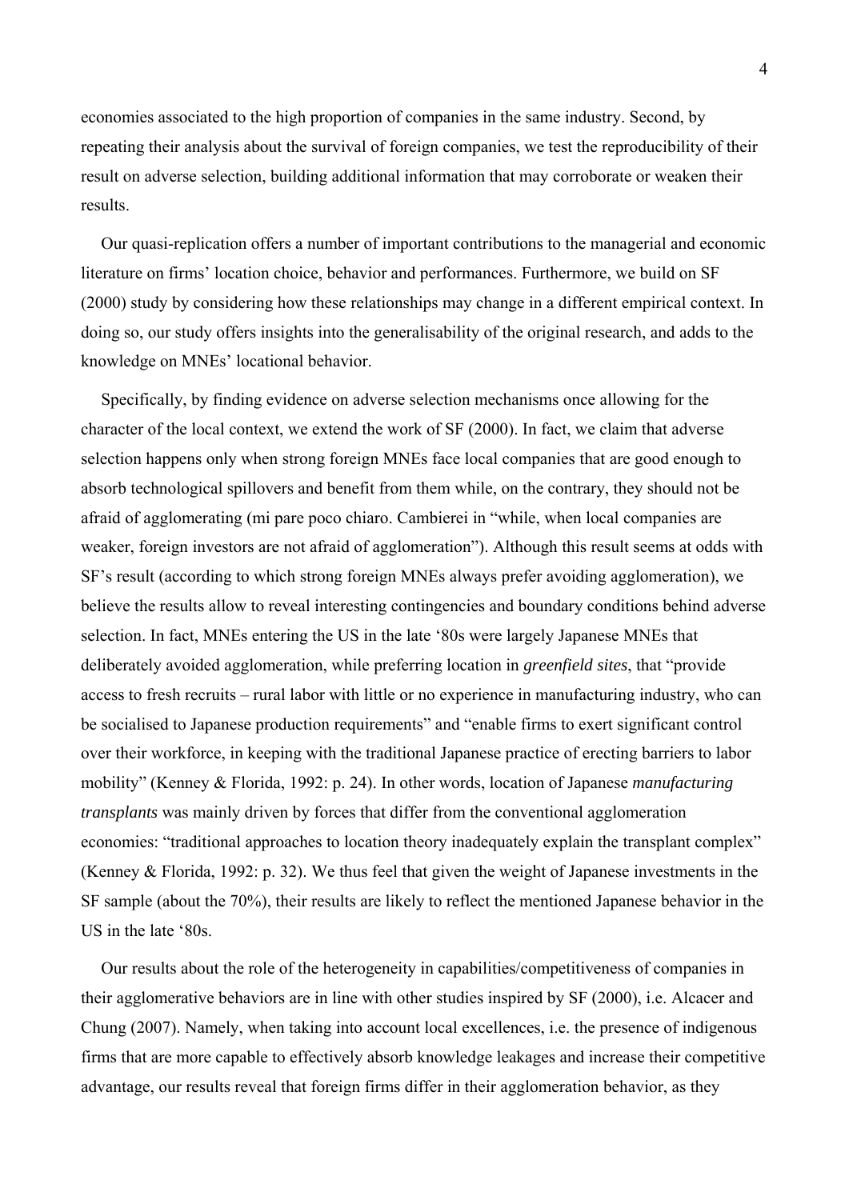economies associated to the high proportion of companies in the same industry. Second, by repeating their analysis about the survival of foreign companies, we test the reproducibility of their result on adverse selection, building additional information that may corroborate or weaken their results.

Our quasi-replication offers a number of important contributions to the managerial and economic literature on firms' location choice, behavior and performances. Furthermore, we build on SF (2000) study by considering how these relationships may change in a different empirical context. In doing so, our study offers insights into the generalisability of the original research, and adds to the knowledge on MNEs' locational behavior.

Specifically, by finding evidence on adverse selection mechanisms once allowing for the character of the local context, we extend the work of SF (2000). In fact, we claim that adverse selection happens only when strong foreign MNEs face local companies that are good enough to absorb technological spillovers and benefit from them while, on the contrary, they should not be afraid of agglomerating (mi pare poco chiaro. Cambierei in "while, when local companies are weaker, foreign investors are not afraid of agglomeration"). Although this result seems at odds with SF's result (according to which strong foreign MNEs always prefer avoiding agglomeration), we believe the results allow to reveal interesting contingencies and boundary conditions behind adverse selection. In fact, MNEs entering the US in the late '80s were largely Japanese MNEs that deliberately avoided agglomeration, while preferring location in *greenfield sites*, that "provide access to fresh recruits – rural labor with little or no experience in manufacturing industry, who can be socialised to Japanese production requirements" and "enable firms to exert significant control over their workforce, in keeping with the traditional Japanese practice of erecting barriers to labor mobility" (Kenney & Florida, 1992: p. 24). In other words, location of Japanese *manufacturing transplants* was mainly driven by forces that differ from the conventional agglomeration economies: "traditional approaches to location theory inadequately explain the transplant complex" (Kenney & Florida, 1992: p. 32). We thus feel that given the weight of Japanese investments in the SF sample (about the 70%), their results are likely to reflect the mentioned Japanese behavior in the US in the late '80s.

Our results about the role of the heterogeneity in capabilities/competitiveness of companies in their agglomerative behaviors are in line with other studies inspired by SF (2000), i.e. Alcacer and Chung (2007). Namely, when taking into account local excellences, i.e. the presence of indigenous firms that are more capable to effectively absorb knowledge leakages and increase their competitive advantage, our results reveal that foreign firms differ in their agglomeration behavior, as they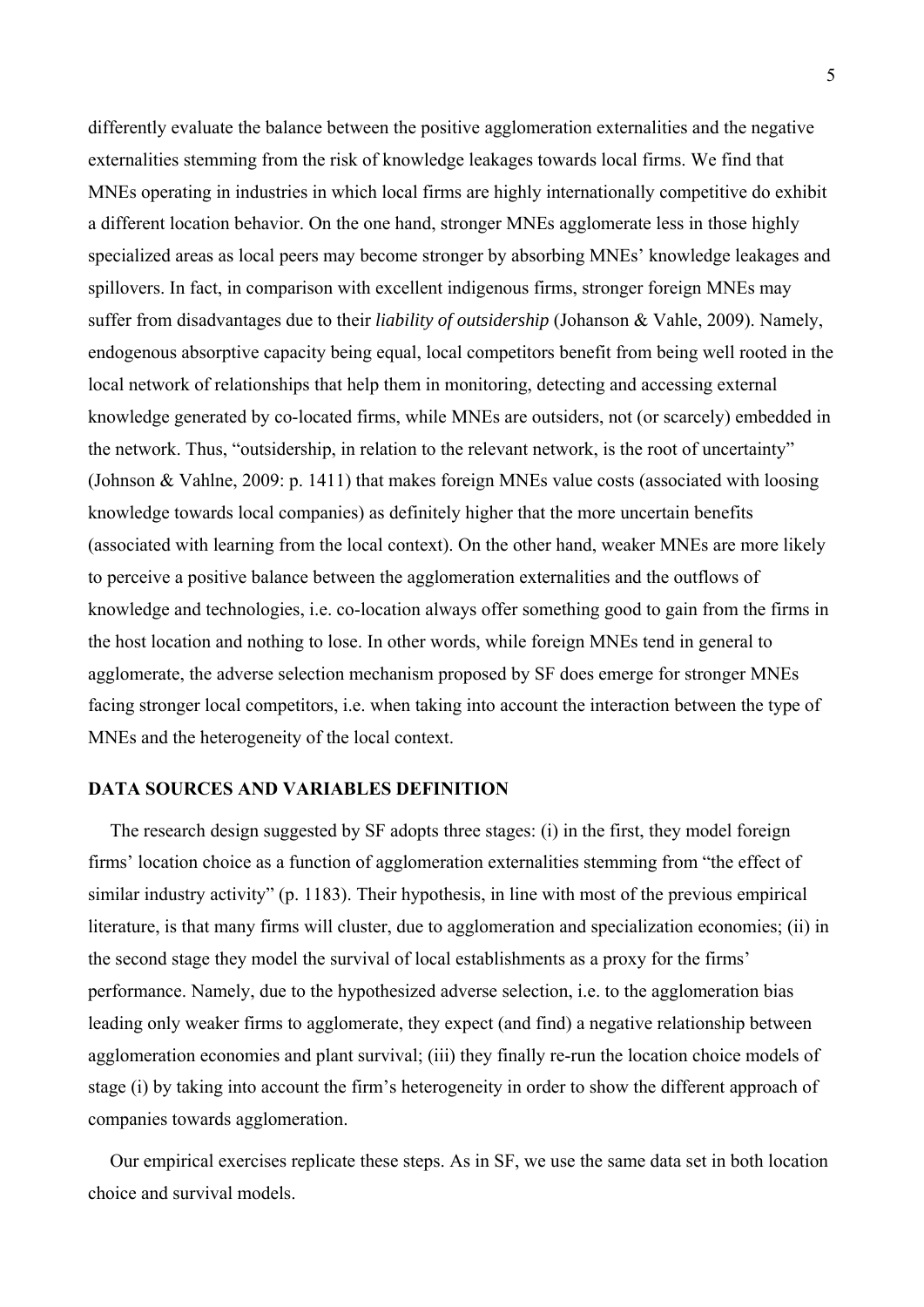differently evaluate the balance between the positive agglomeration externalities and the negative externalities stemming from the risk of knowledge leakages towards local firms. We find that MNEs operating in industries in which local firms are highly internationally competitive do exhibit a different location behavior. On the one hand, stronger MNEs agglomerate less in those highly specialized areas as local peers may become stronger by absorbing MNEs' knowledge leakages and spillovers. In fact, in comparison with excellent indigenous firms, stronger foreign MNEs may suffer from disadvantages due to their *liability of outsidership* (Johanson & Vahle, 2009). Namely, endogenous absorptive capacity being equal, local competitors benefit from being well rooted in the local network of relationships that help them in monitoring, detecting and accessing external knowledge generated by co-located firms, while MNEs are outsiders, not (or scarcely) embedded in the network. Thus, "outsidership, in relation to the relevant network, is the root of uncertainty" (Johnson & Vahlne, 2009: p. 1411) that makes foreign MNEs value costs (associated with loosing knowledge towards local companies) as definitely higher that the more uncertain benefits (associated with learning from the local context). On the other hand, weaker MNEs are more likely to perceive a positive balance between the agglomeration externalities and the outflows of knowledge and technologies, i.e. co-location always offer something good to gain from the firms in the host location and nothing to lose. In other words, while foreign MNEs tend in general to agglomerate, the adverse selection mechanism proposed by SF does emerge for stronger MNEs facing stronger local competitors, i.e. when taking into account the interaction between the type of MNEs and the heterogeneity of the local context.

## DATA SOURCES AND VARIABLES DEFINITION

The research design suggested by SF adopts three stages: (i) in the first, they model foreign firms' location choice as a function of agglomeration externalities stemming from "the effect of similar industry activity" (p. 1183). Their hypothesis, in line with most of the previous empirical literature, is that many firms will cluster, due to agglomeration and specialization economies; (ii) in the second stage they model the survival of local establishments as a proxy for the firms' performance. Namely, due to the hypothesized adverse selection, i.e. to the agglomeration bias leading only weaker firms to agglomerate, they expect (and find) a negative relationship between agglomeration economies and plant survival; (iii) they finally re-run the location choice models of stage (i) by taking into account the firm's heterogeneity in order to show the different approach of companies towards agglomeration.

Our empirical exercises replicate these steps. As in SF, we use the same data set in both location choice and survival models.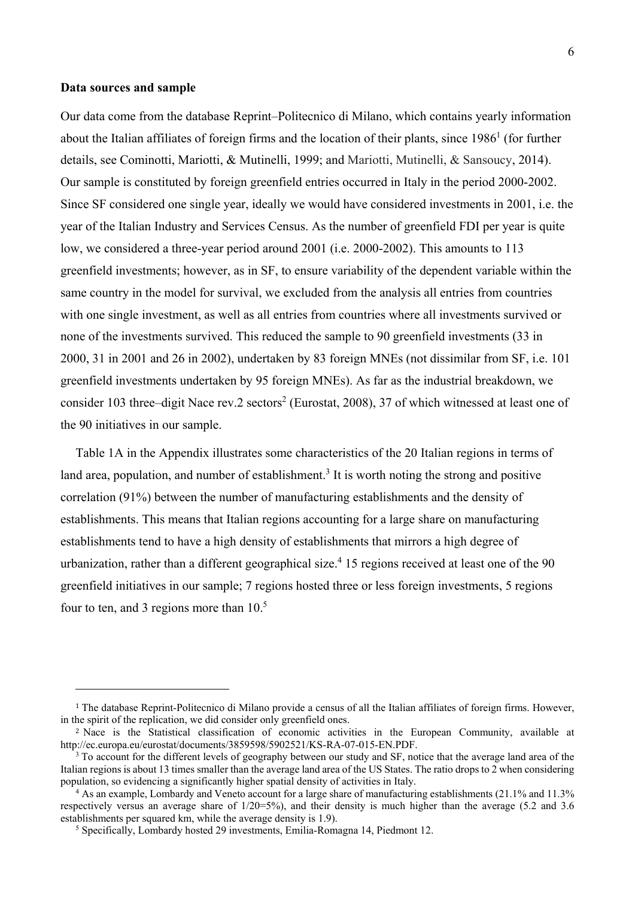**Data sources and sample**

Our data come from the database Reprint–Politecnico di Milano, which contains yearly information about the Italian affiliates of foreign firms and the location of their plants, since 1986[1] (for further details, see Cominotti, Mariotti, & Mutinelli, 1999; and Mariotti, Mutinelli, & Sansoucy, 2014). Our sample is constituted by foreign greenfield entries occurred in Italy in the period 2000-2002. Since SF considered one single year, ideally we would have considered investments in 2001, i.e. the year of the Italian Industry and Services Census. As the number of greenfield FDI per year is quite low, we considered a three-year period around 2001 (i.e. 2000-2002). This amounts to 113 greenfield investments; however, as in SF, to ensure variability of the dependent variable within the same country in the model for survival, we excluded from the analysis all entries from countries with one single investment, as well as all entries from countries where all investments survived or none of the investments survived. This reduced the sample to 90 greenfield investments (33 in 2000, 31 in 2001 and 26 in 2002), undertaken by 83 foreign MNEs (not dissimilar from SF, i.e. 101 greenfield investments undertaken by 95 foreign MNEs). As far as the industrial breakdown, we consider 103 three–digit Nace rev.2 sectors[2] (Eurostat, 2008), 37 of which witnessed at least one of the 90 initiatives in our sample.

Table 1A in the Appendix illustrates some characteristics of the 20 Italian regions in terms of land area, population, and number of establishment.[3] It is worth noting the strong and positive correlation (91%) between the number of manufacturing establishments and the density of establishments. This means that Italian regions accounting for a large share on manufacturing establishments tend to have a high density of establishments that mirrors a high degree of urbanization, rather than a different geographical size.[4] 15 regions received at least one of the 90 greenfield initiatives in our sample; 7 regions hosted three or less foreign investments, 5 regions four to ten, and 3 regions more than 10.[5]

---

[1] The database Reprint-Politecnico di Milano provide a census of all the Italian affiliates of foreign firms. However, in the spirit of the replication, we did consider only greenfield ones.

[2] Nace is the Statistical classification of economic activities in the European Community, available at http://ec.europa.eu/eurostat/documents/3859598/5902521/KS-RA-07-015-EN.PDF.

[3] To account for the different levels of geography between our study and SF, notice that the average land area of the Italian regions is about 13 times smaller than the average land area of the US States. The ratio drops to 2 when considering population, so evidencing a significantly higher spatial density of activities in Italy.

[4] As an example, Lombardy and Veneto account for a large share of manufacturing establishments (21.1% and 11.3% respectively versus an average share of 1/20=5%), and their density is much higher than the average (5.2 and 3.6 establishments per squared km, while the average density is 1.9).

[5] Specifically, Lombardy hosted 29 investments, Emilia-Romagna 14, Piedmont 12.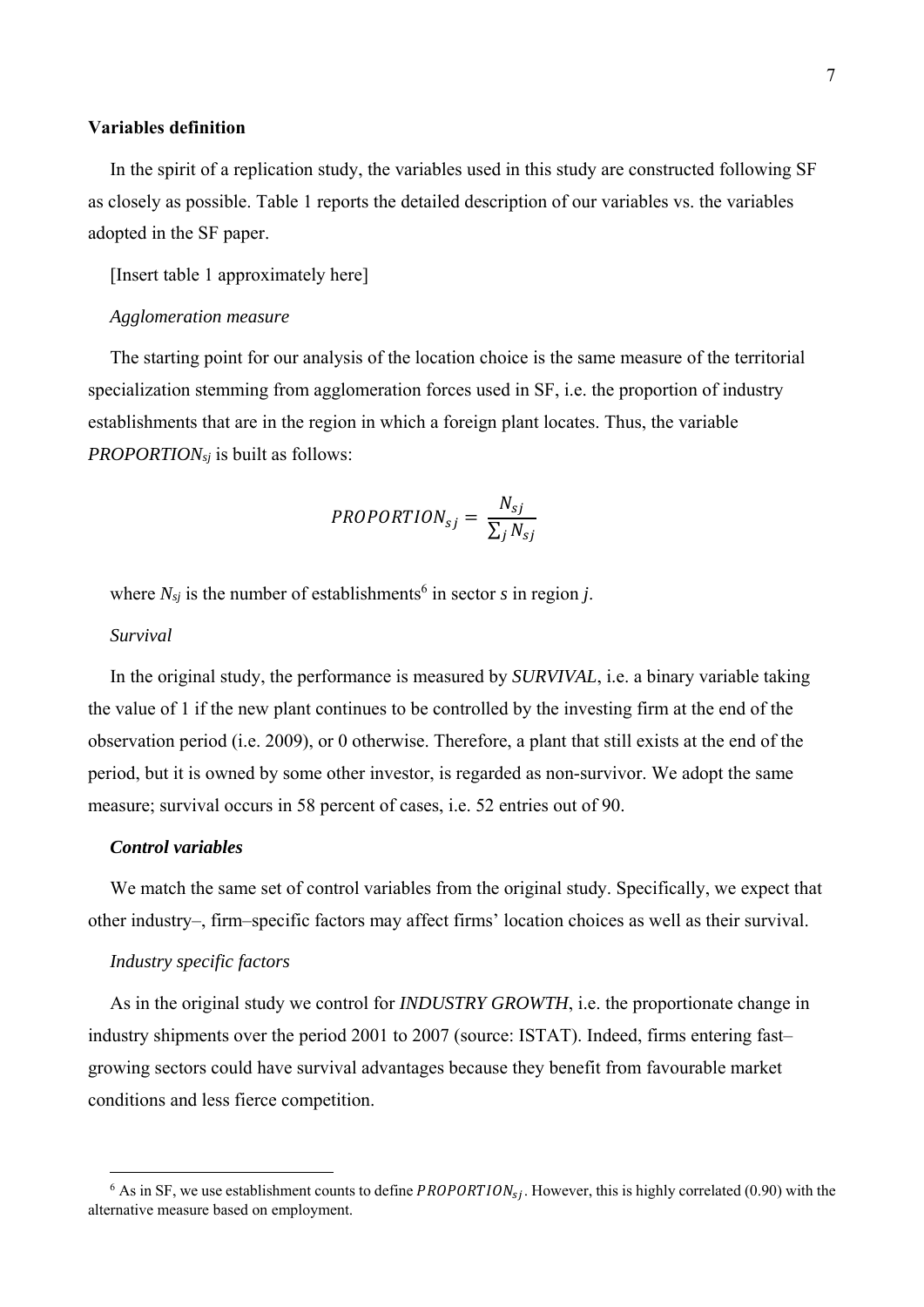### Variables definition

In the spirit of a replication study, the variables used in this study are constructed following SF as closely as possible. Table 1 reports the detailed description of our variables vs. the variables adopted in the SF paper.

[Insert table 1 approximately here]

*Agglomeration measure*

The starting point for our analysis of the location choice is the same measure of the territorial specialization stemming from agglomeration forces used in SF, i.e. the proportion of industry establishments that are in the region in which a foreign plant locates. Thus, the variable $PROPORTION_{sj}$ is built as follows:

$$PROPORTION_{sj} = \frac{N_{sj}}{\sum_j N_{sj}}$$

where $N_{sj}$ is the number of establishments[6] in sector *s* in region *j*.

*Survival*

In the original study, the performance is measured by *SURVIVAL*, i.e. a binary variable taking the value of 1 if the new plant continues to be controlled by the investing firm at the end of the observation period (i.e. 2009), or 0 otherwise. Therefore, a plant that still exists at the end of the period, but it is owned by some other investor, is regarded as non-survivor. We adopt the same measure; survival occurs in 58 percent of cases, i.e. 52 entries out of 90.

***Control variables***

We match the same set of control variables from the original study. Specifically, we expect that other industry–, firm–specific factors may affect firms' location choices as well as their survival.

*Industry specific factors*

As in the original study we control for *INDUSTRY GROWTH*, i.e. the proportionate change in industry shipments over the period 2001 to 2007 (source: ISTAT). Indeed, firms entering fast–growing sectors could have survival advantages because they benefit from favourable market conditions and less fierce competition.

[6] As in SF, we use establishment counts to define $PROPORTION_{sj}$. However, this is highly correlated (0.90) with the alternative measure based on employment.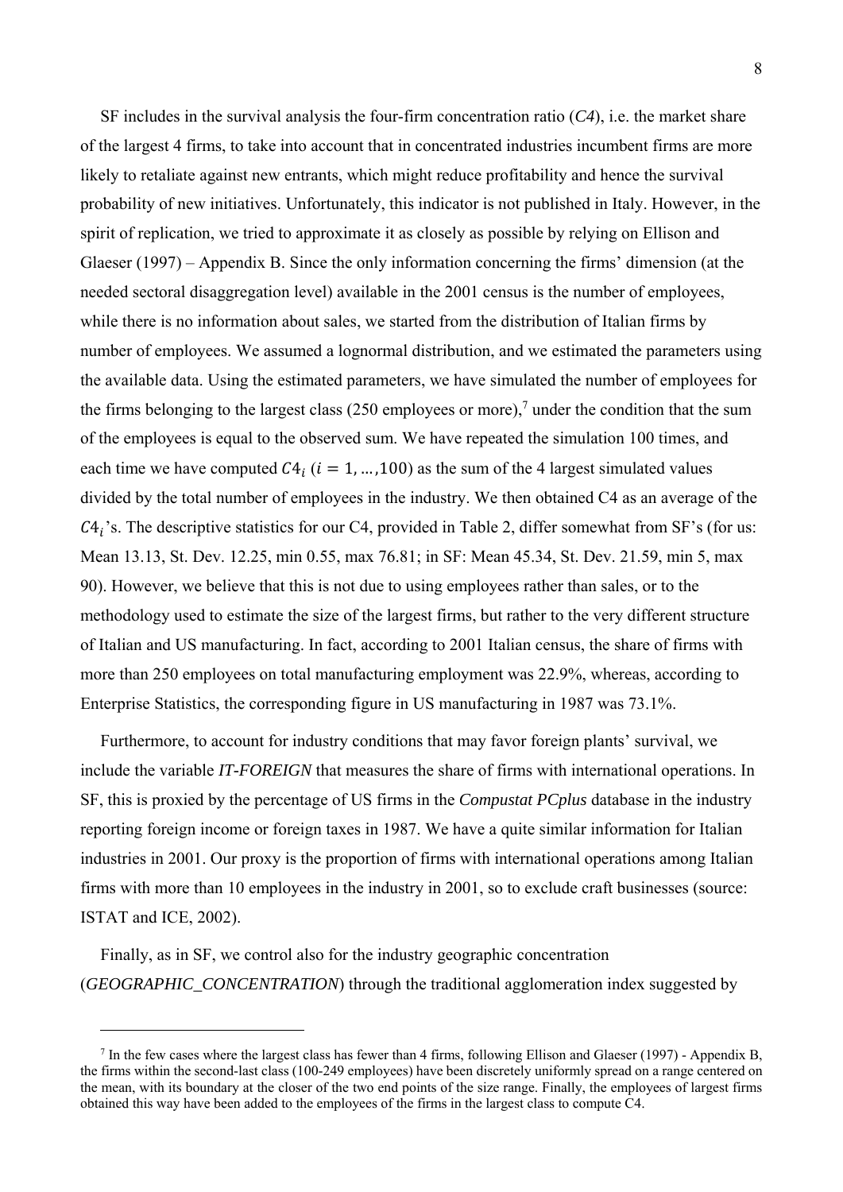SF includes in the survival analysis the four-firm concentration ratio (*C4*), i.e. the market share of the largest 4 firms, to take into account that in concentrated industries incumbent firms are more likely to retaliate against new entrants, which might reduce profitability and hence the survival probability of new initiatives. Unfortunately, this indicator is not published in Italy. However, in the spirit of replication, we tried to approximate it as closely as possible by relying on Ellison and Glaeser (1997) – Appendix B. Since the only information concerning the firms' dimension (at the needed sectoral disaggregation level) available in the 2001 census is the number of employees, while there is no information about sales, we started from the distribution of Italian firms by number of employees. We assumed a lognormal distribution, and we estimated the parameters using the available data. Using the estimated parameters, we have simulated the number of employees for the firms belonging to the largest class (250 employees or more),[7] under the condition that the sum of the employees is equal to the observed sum. We have repeated the simulation 100 times, and each time we have computed $C4_i$ ($i = 1, \ldots, 100$) as the sum of the 4 largest simulated values divided by the total number of employees in the industry. We then obtained C4 as an average of the $C4_i$'s. The descriptive statistics for our C4, provided in Table 2, differ somewhat from SF's (for us: Mean 13.13, St. Dev. 12.25, min 0.55, max 76.81; in SF: Mean 45.34, St. Dev. 21.59, min 5, max 90). However, we believe that this is not due to using employees rather than sales, or to the methodology used to estimate the size of the largest firms, but rather to the very different structure of Italian and US manufacturing. In fact, according to 2001 Italian census, the share of firms with more than 250 employees on total manufacturing employment was 22.9%, whereas, according to Enterprise Statistics, the corresponding figure in US manufacturing in 1987 was 73.1%.

Furthermore, to account for industry conditions that may favor foreign plants' survival, we include the variable *IT-FOREIGN* that measures the share of firms with international operations. In SF, this is proxied by the percentage of US firms in the *Compustat PCplus* database in the industry reporting foreign income or foreign taxes in 1987. We have a quite similar information for Italian industries in 2001. Our proxy is the proportion of firms with international operations among Italian firms with more than 10 employees in the industry in 2001, so to exclude craft businesses (source: ISTAT and ICE, 2002).

Finally, as in SF, we control also for the industry geographic concentration (*GEOGRAPHIC_CONCENTRATION*) through the traditional agglomeration index suggested by

---

[7] In the few cases where the largest class has fewer than 4 firms, following Ellison and Glaeser (1997) - Appendix B, the firms within the second-last class (100-249 employees) have been discretely uniformly spread on a range centered on the mean, with its boundary at the closer of the two end points of the size range. Finally, the employees of largest firms obtained this way have been added to the employees of the firms in the largest class to compute C4.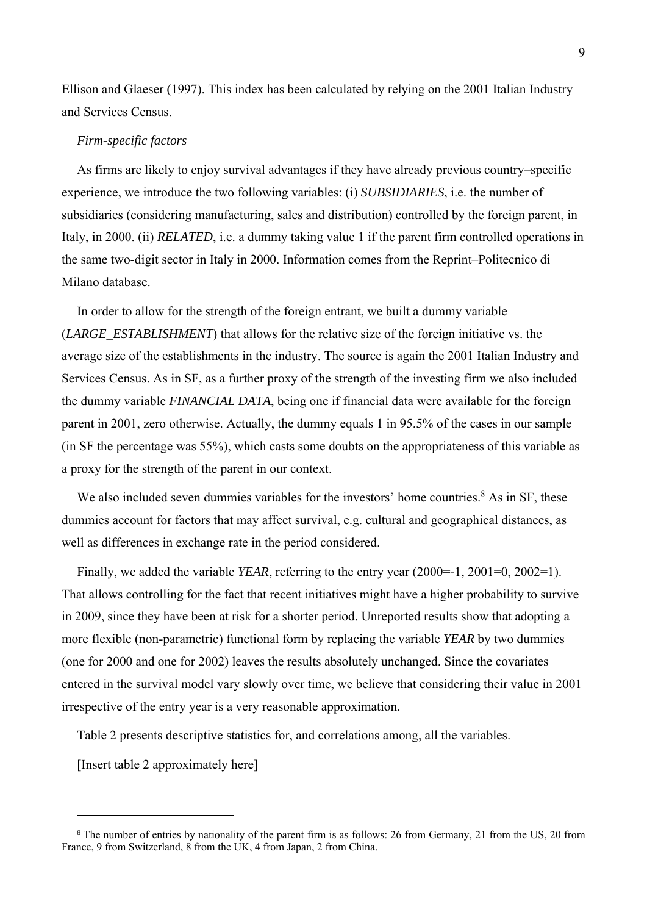Ellison and Glaeser (1997). This index has been calculated by relying on the 2001 Italian Industry and Services Census.

*Firm-specific factors*

As firms are likely to enjoy survival advantages if they have already previous country–specific experience, we introduce the two following variables: (i) *SUBSIDIARIES*, i.e. the number of subsidiaries (considering manufacturing, sales and distribution) controlled by the foreign parent, in Italy, in 2000. (ii) *RELATED*, i.e. a dummy taking value 1 if the parent firm controlled operations in the same two-digit sector in Italy in 2000. Information comes from the Reprint–Politecnico di Milano database.

In order to allow for the strength of the foreign entrant, we built a dummy variable (*LARGE_ESTABLISHMENT*) that allows for the relative size of the foreign initiative vs. the average size of the establishments in the industry. The source is again the 2001 Italian Industry and Services Census. As in SF, as a further proxy of the strength of the investing firm we also included the dummy variable *FINANCIAL DATA*, being one if financial data were available for the foreign parent in 2001, zero otherwise. Actually, the dummy equals 1 in 95.5% of the cases in our sample (in SF the percentage was 55%), which casts some doubts on the appropriateness of this variable as a proxy for the strength of the parent in our context.

We also included seven dummies variables for the investors' home countries.[8] As in SF, these dummies account for factors that may affect survival, e.g. cultural and geographical distances, as well as differences in exchange rate in the period considered.

Finally, we added the variable *YEAR*, referring to the entry year (2000=-1, 2001=0, 2002=1). That allows controlling for the fact that recent initiatives might have a higher probability to survive in 2009, since they have been at risk for a shorter period. Unreported results show that adopting a more flexible (non-parametric) functional form by replacing the variable *YEAR* by two dummies (one for 2000 and one for 2002) leaves the results absolutely unchanged. Since the covariates entered in the survival model vary slowly over time, we believe that considering their value in 2001 irrespective of the entry year is a very reasonable approximation.

Table 2 presents descriptive statistics for, and correlations among, all the variables.

[Insert table 2 approximately here]

---

[8] The number of entries by nationality of the parent firm is as follows: 26 from Germany, 21 from the US, 20 from France, 9 from Switzerland, 8 from the UK, 4 from Japan, 2 from China.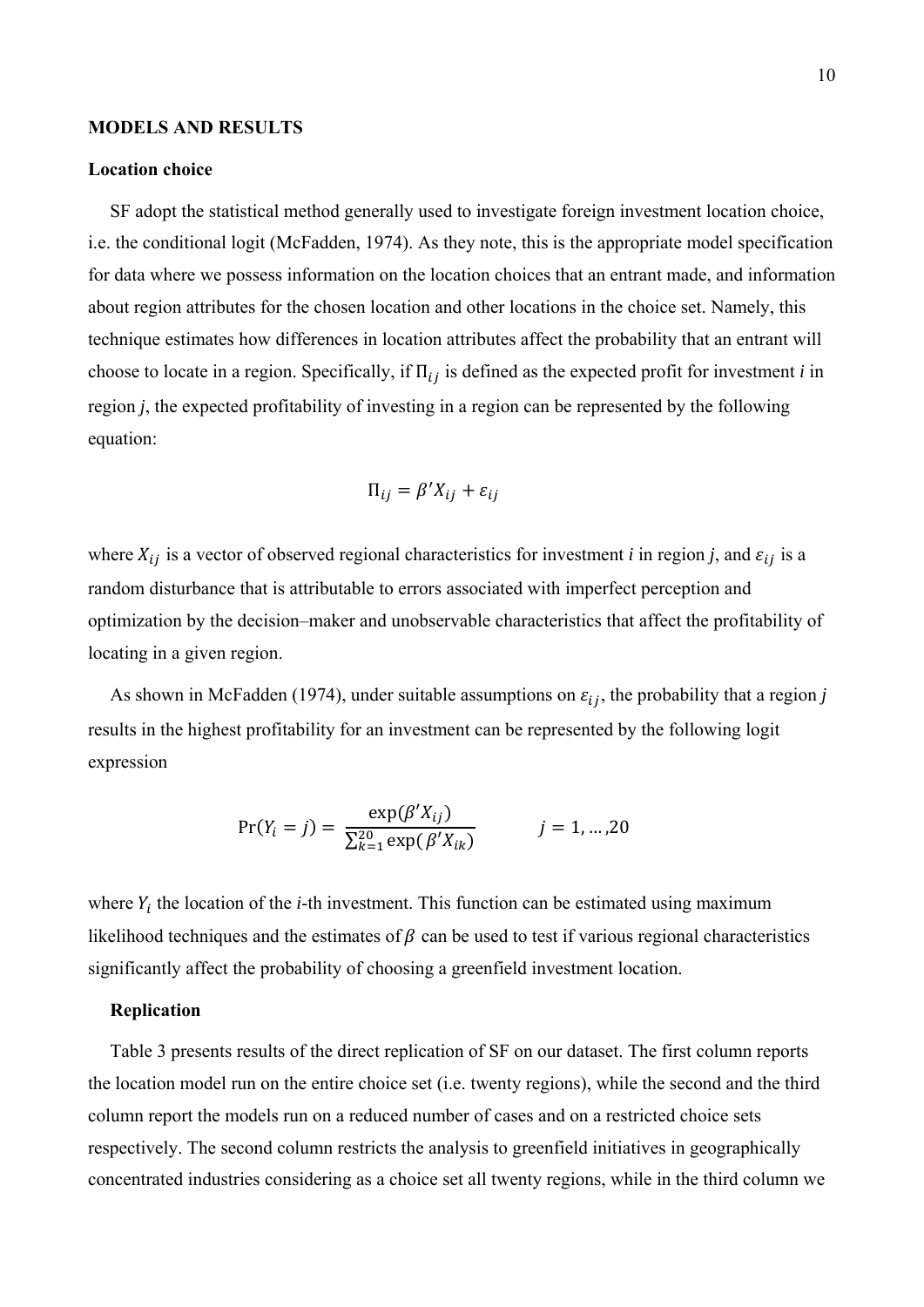## MODELS AND RESULTS

### Location choice

SF adopt the statistical method generally used to investigate foreign investment location choice, i.e. the conditional logit (McFadden, 1974). As they note, this is the appropriate model specification for data where we possess information on the location choices that an entrant made, and information about region attributes for the chosen location and other locations in the choice set. Namely, this technique estimates how differences in location attributes affect the probability that an entrant will choose to locate in a region. Specifically, if $\Pi_{ij}$ is defined as the expected profit for investment *i* in region *j*, the expected profitability of investing in a region can be represented by the following equation:

$$\Pi_{ij} = \beta' X_{ij} + \varepsilon_{ij}$$

where $X_{ij}$ is a vector of observed regional characteristics for investment *i* in region *j*, and $\varepsilon_{ij}$ is a random disturbance that is attributable to errors associated with imperfect perception and optimization by the decision–maker and unobservable characteristics that affect the profitability of locating in a given region.

As shown in McFadden (1974), under suitable assumptions on $\varepsilon_{ij}$, the probability that a region *j* results in the highest profitability for an investment can be represented by the following logit expression

$$\Pr(Y_i = j) = \frac{\exp(\beta' X_{ij})}{\sum_{k=1}^{20} \exp(\beta' X_{ik})} \qquad j = 1, \ldots, 20$$

where $Y_i$ the location of the *i*-th investment. This function can be estimated using maximum likelihood techniques and the estimates of $\beta$ can be used to test if various regional characteristics significantly affect the probability of choosing a greenfield investment location.

### Replication

Table 3 presents results of the direct replication of SF on our dataset. The first column reports the location model run on the entire choice set (i.e. twenty regions), while the second and the third column report the models run on a reduced number of cases and on a restricted choice sets respectively. The second column restricts the analysis to greenfield initiatives in geographically concentrated industries considering as a choice set all twenty regions, while in the third column we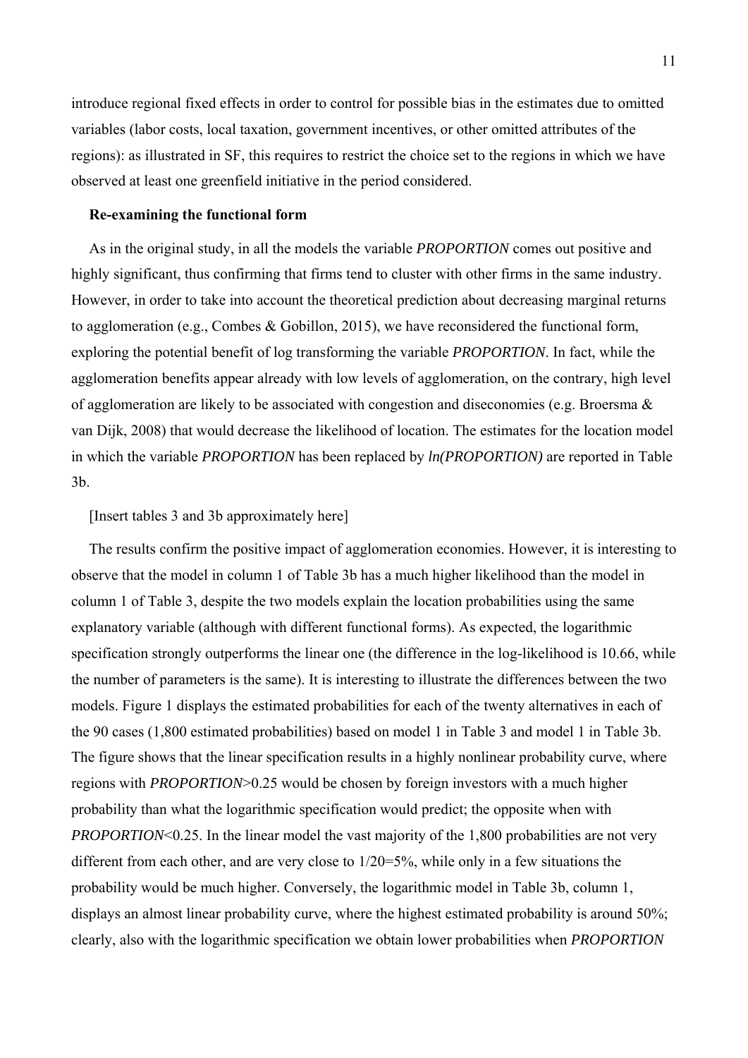introduce regional fixed effects in order to control for possible bias in the estimates due to omitted variables (labor costs, local taxation, government incentives, or other omitted attributes of the regions): as illustrated in SF, this requires to restrict the choice set to the regions in which we have observed at least one greenfield initiative in the period considered.

**Re-examining the functional form**

As in the original study, in all the models the variable *PROPORTION* comes out positive and highly significant, thus confirming that firms tend to cluster with other firms in the same industry. However, in order to take into account the theoretical prediction about decreasing marginal returns to agglomeration (e.g., Combes & Gobillon, 2015), we have reconsidered the functional form, exploring the potential benefit of log transforming the variable *PROPORTION*. In fact, while the agglomeration benefits appear already with low levels of agglomeration, on the contrary, high level of agglomeration are likely to be associated with congestion and diseconomies (e.g. Broersma & van Dijk, 2008) that would decrease the likelihood of location. The estimates for the location model in which the variable *PROPORTION* has been replaced by *ln(PROPORTION)* are reported in Table 3b.

[Insert tables 3 and 3b approximately here]

The results confirm the positive impact of agglomeration economies. However, it is interesting to observe that the model in column 1 of Table 3b has a much higher likelihood than the model in column 1 of Table 3, despite the two models explain the location probabilities using the same explanatory variable (although with different functional forms). As expected, the logarithmic specification strongly outperforms the linear one (the difference in the log-likelihood is 10.66, while the number of parameters is the same). It is interesting to illustrate the differences between the two models. Figure 1 displays the estimated probabilities for each of the twenty alternatives in each of the 90 cases (1,800 estimated probabilities) based on model 1 in Table 3 and model 1 in Table 3b. The figure shows that the linear specification results in a highly nonlinear probability curve, where regions with *PROPORTION*>0.25 would be chosen by foreign investors with a much higher probability than what the logarithmic specification would predict; the opposite when with *PROPORTION*<0.25. In the linear model the vast majority of the 1,800 probabilities are not very different from each other, and are very close to 1/20=5%, while only in a few situations the probability would be much higher. Conversely, the logarithmic model in Table 3b, column 1, displays an almost linear probability curve, where the highest estimated probability is around 50%; clearly, also with the logarithmic specification we obtain lower probabilities when *PROPORTION*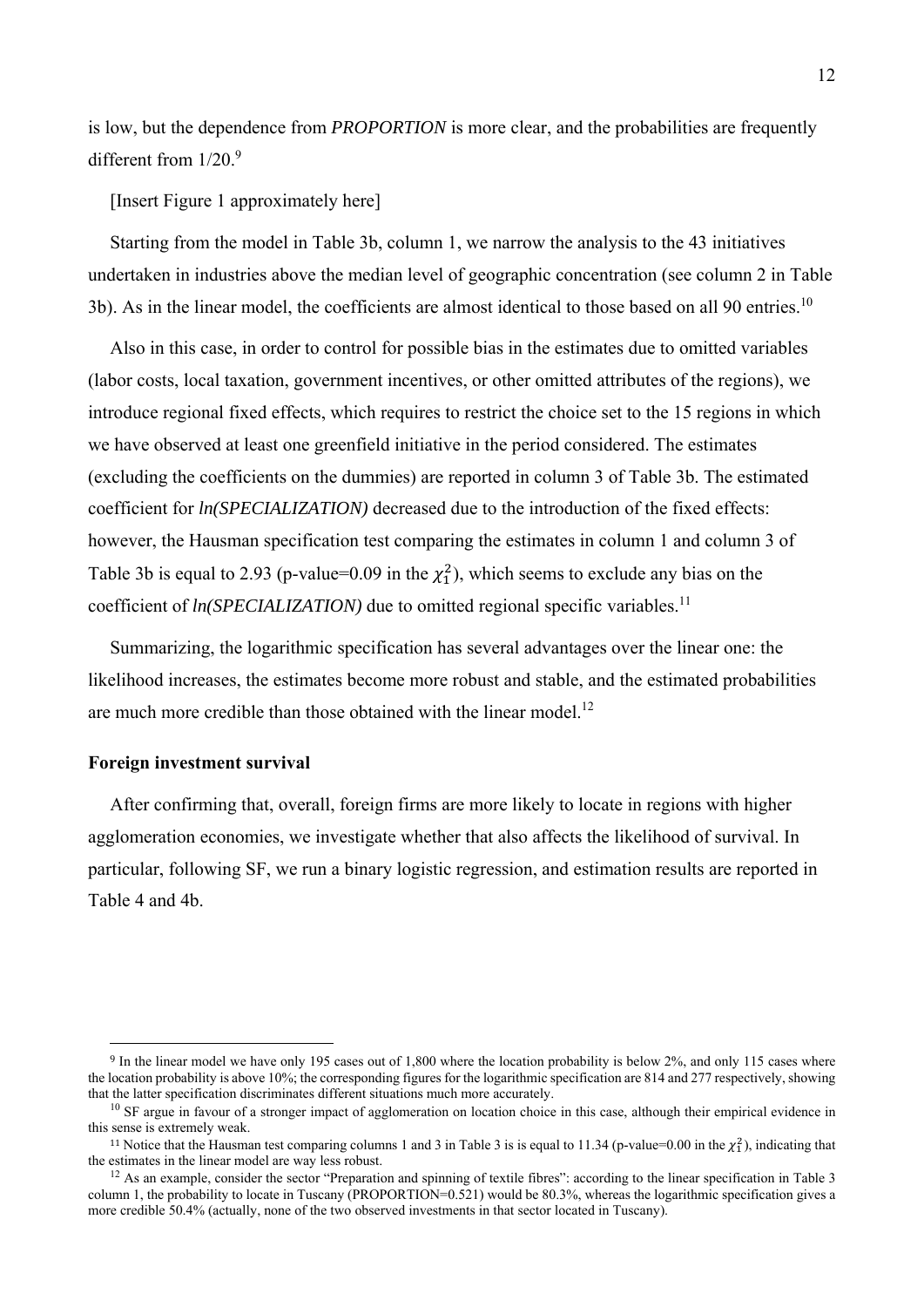is low, but the dependence from *PROPORTION* is more clear, and the probabilities are frequently different from 1/20.[9]

[Insert Figure 1 approximately here]

Starting from the model in Table 3b, column 1, we narrow the analysis to the 43 initiatives undertaken in industries above the median level of geographic concentration (see column 2 in Table 3b). As in the linear model, the coefficients are almost identical to those based on all 90 entries.[10]

Also in this case, in order to control for possible bias in the estimates due to omitted variables (labor costs, local taxation, government incentives, or other omitted attributes of the regions), we introduce regional fixed effects, which requires to restrict the choice set to the 15 regions in which we have observed at least one greenfield initiative in the period considered. The estimates (excluding the coefficients on the dummies) are reported in column 3 of Table 3b. The estimated coefficient for *ln(SPECIALIZATION)* decreased due to the introduction of the fixed effects: however, the Hausman specification test comparing the estimates in column 1 and column 3 of Table 3b is equal to 2.93 (p-value=0.09 in the $\chi^2_1$), which seems to exclude any bias on the coefficient of *ln(SPECIALIZATION)* due to omitted regional specific variables.[11]

Summarizing, the logarithmic specification has several advantages over the linear one: the likelihood increases, the estimates become more robust and stable, and the estimated probabilities are much more credible than those obtained with the linear model.[12]

### Foreign investment survival

After confirming that, overall, foreign firms are more likely to locate in regions with higher agglomeration economies, we investigate whether that also affects the likelihood of survival. In particular, following SF, we run a binary logistic regression, and estimation results are reported in Table 4 and 4b.

---

[9] In the linear model we have only 195 cases out of 1,800 where the location probability is below 2%, and only 115 cases where the location probability is above 10%; the corresponding figures for the logarithmic specification are 814 and 277 respectively, showing that the latter specification discriminates different situations much more accurately.

[10] SF argue in favour of a stronger impact of agglomeration on location choice in this case, although their empirical evidence in this sense is extremely weak.

[11] Notice that the Hausman test comparing columns 1 and 3 in Table 3 is is equal to 11.34 (p-value=0.00 in the $\chi^2_1$), indicating that the estimates in the linear model are way less robust.

[12] As an example, consider the sector "Preparation and spinning of textile fibres": according to the linear specification in Table 3 column 1, the probability to locate in Tuscany (PROPORTION=0.521) would be 80.3%, whereas the logarithmic specification gives a more credible 50.4% (actually, none of the two observed investments in that sector located in Tuscany).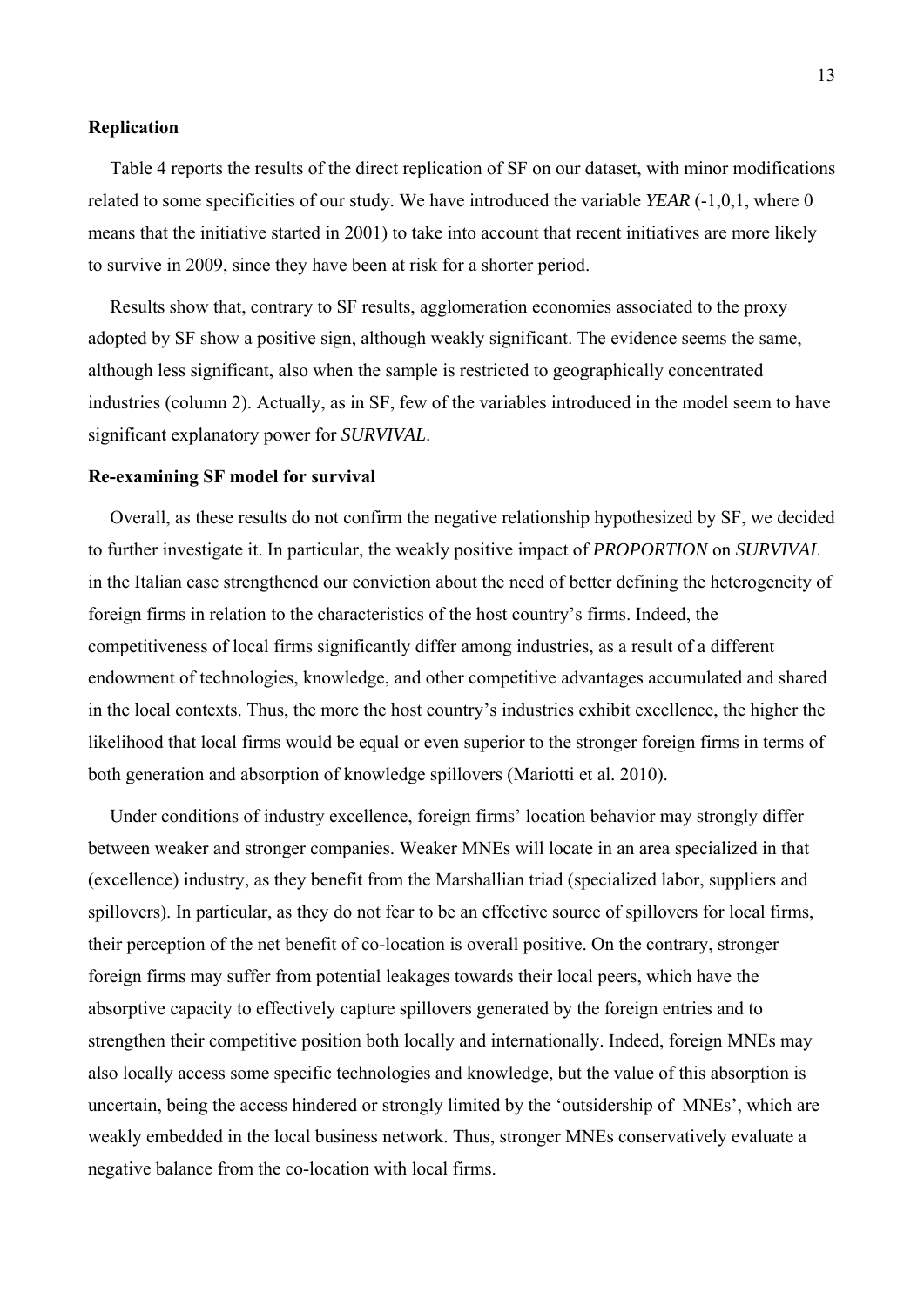**Replication**

Table 4 reports the results of the direct replication of SF on our dataset, with minor modifications related to some specificities of our study. We have introduced the variable *YEAR* (-1,0,1, where 0 means that the initiative started in 2001) to take into account that recent initiatives are more likely to survive in 2009, since they have been at risk for a shorter period.

Results show that, contrary to SF results, agglomeration economies associated to the proxy adopted by SF show a positive sign, although weakly significant. The evidence seems the same, although less significant, also when the sample is restricted to geographically concentrated industries (column 2). Actually, as in SF, few of the variables introduced in the model seem to have significant explanatory power for *SURVIVAL*.

**Re-examining SF model for survival**

Overall, as these results do not confirm the negative relationship hypothesized by SF, we decided to further investigate it. In particular, the weakly positive impact of *PROPORTION* on *SURVIVAL* in the Italian case strengthened our conviction about the need of better defining the heterogeneity of foreign firms in relation to the characteristics of the host country's firms. Indeed, the competitiveness of local firms significantly differ among industries, as a result of a different endowment of technologies, knowledge, and other competitive advantages accumulated and shared in the local contexts. Thus, the more the host country's industries exhibit excellence, the higher the likelihood that local firms would be equal or even superior to the stronger foreign firms in terms of both generation and absorption of knowledge spillovers (Mariotti et al. 2010).

Under conditions of industry excellence, foreign firms' location behavior may strongly differ between weaker and stronger companies. Weaker MNEs will locate in an area specialized in that (excellence) industry, as they benefit from the Marshallian triad (specialized labor, suppliers and spillovers). In particular, as they do not fear to be an effective source of spillovers for local firms, their perception of the net benefit of co-location is overall positive. On the contrary, stronger foreign firms may suffer from potential leakages towards their local peers, which have the absorptive capacity to effectively capture spillovers generated by the foreign entries and to strengthen their competitive position both locally and internationally. Indeed, foreign MNEs may also locally access some specific technologies and knowledge, but the value of this absorption is uncertain, being the access hindered or strongly limited by the 'outsidership of MNEs', which are weakly embedded in the local business network. Thus, stronger MNEs conservatively evaluate a negative balance from the co-location with local firms.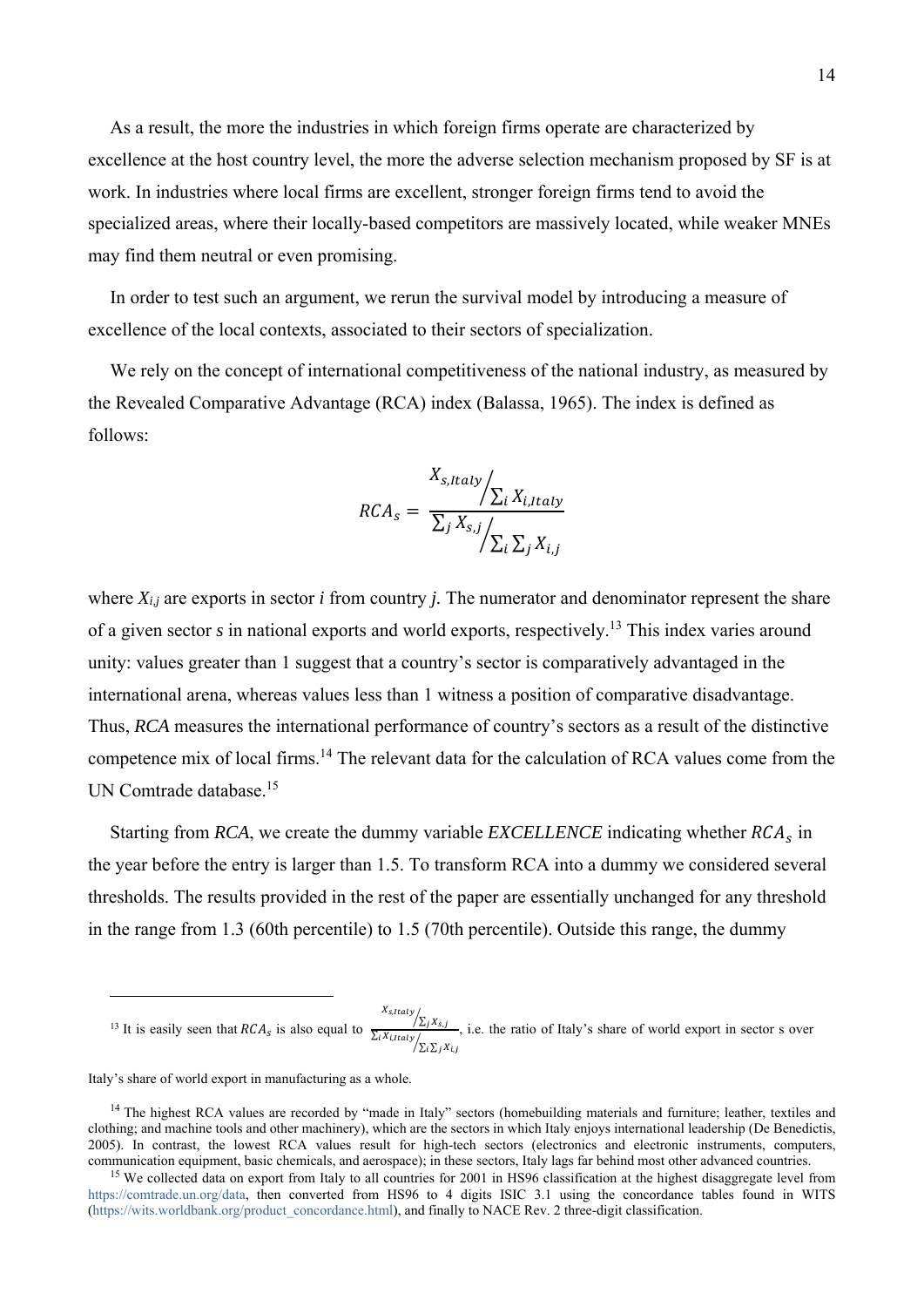As a result, the more the industries in which foreign firms operate are characterized by excellence at the host country level, the more the adverse selection mechanism proposed by SF is at work. In industries where local firms are excellent, stronger foreign firms tend to avoid the specialized areas, where their locally-based competitors are massively located, while weaker MNEs may find them neutral or even promising.

In order to test such an argument, we rerun the survival model by introducing a measure of excellence of the local contexts, associated to their sectors of specialization.

We rely on the concept of international competitiveness of the national industry, as measured by the Revealed Comparative Advantage (RCA) index (Balassa, 1965). The index is defined as follows:

$$RCA_s = \frac{X_{s,Italy} / \sum_i X_{i,Italy}}{\sum_j X_{s,j} / \sum_i \sum_j X_{i,j}}$$

where $X_{i,j}$ are exports in sector *i* from country *j*. The numerator and denominator represent the share of a given sector *s* in national exports and world exports, respectively.[13] This index varies around unity: values greater than 1 suggest that a country's sector is comparatively advantaged in the international arena, whereas values less than 1 witness a position of comparative disadvantage. Thus, *RCA* measures the international performance of country's sectors as a result of the distinctive competence mix of local firms.[14] The relevant data for the calculation of RCA values come from the UN Comtrade database.[15]

Starting from *RCA*, we create the dummy variable *EXCELLENCE* indicating whether $RCA_s$ in the year before the entry is larger than 1.5. To transform RCA into a dummy we considered several thresholds. The results provided in the rest of the paper are essentially unchanged for any threshold in the range from 1.3 (60th percentile) to 1.5 (70th percentile). Outside this range, the dummy

---

[13] It is easily seen that $RCA_s$ is also equal to $\frac{X_{s,Italy} / \sum_j X_{s,j}}{\sum_i X_{i,Italy} / \sum_i \sum_j X_{i,j}}$, i.e. the ratio of Italy's share of world export in sector s over Italy's share of world export in manufacturing as a whole.

[14] The highest RCA values are recorded by "made in Italy" sectors (homebuilding materials and furniture; leather, textiles and clothing; and machine tools and other machinery), which are the sectors in which Italy enjoys international leadership (De Benedictis, 2005). In contrast, the lowest RCA values result for high-tech sectors (electronics and electronic instruments, computers, communication equipment, basic chemicals, and aerospace); in these sectors, Italy lags far behind most other advanced countries.

[15] We collected data on export from Italy to all countries for 2001 in HS96 classification at the highest disaggregate level from https://comtrade.un.org/data, then converted from HS96 to 4 digits ISIC 3.1 using the concordance tables found in WITS (https://wits.worldbank.org/product_concordance.html), and finally to NACE Rev. 2 three-digit classification.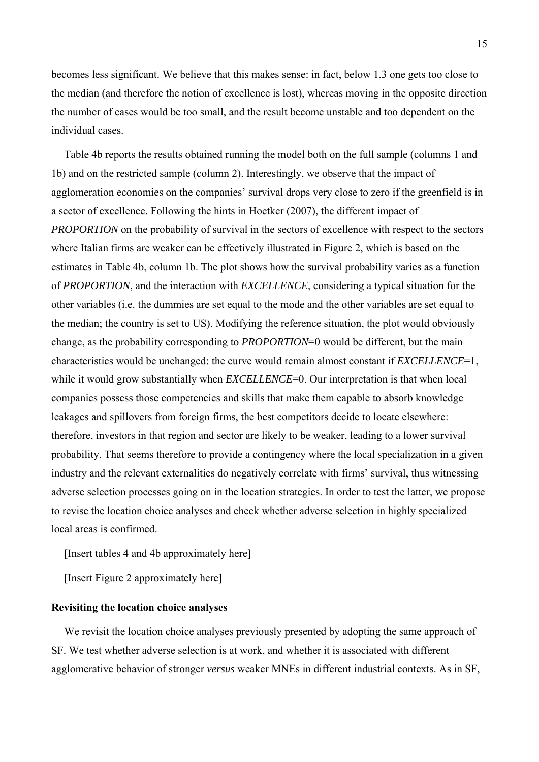becomes less significant. We believe that this makes sense: in fact, below 1.3 one gets too close to the median (and therefore the notion of excellence is lost), whereas moving in the opposite direction the number of cases would be too small, and the result become unstable and too dependent on the individual cases.

Table 4b reports the results obtained running the model both on the full sample (columns 1 and 1b) and on the restricted sample (column 2). Interestingly, we observe that the impact of agglomeration economies on the companies' survival drops very close to zero if the greenfield is in a sector of excellence. Following the hints in Hoetker (2007), the different impact of *PROPORTION* on the probability of survival in the sectors of excellence with respect to the sectors where Italian firms are weaker can be effectively illustrated in Figure 2, which is based on the estimates in Table 4b, column 1b. The plot shows how the survival probability varies as a function of *PROPORTION*, and the interaction with *EXCELLENCE*, considering a typical situation for the other variables (i.e. the dummies are set equal to the mode and the other variables are set equal to the median; the country is set to US). Modifying the reference situation, the plot would obviously change, as the probability corresponding to *PROPORTION*=0 would be different, but the main characteristics would be unchanged: the curve would remain almost constant if *EXCELLENCE*=1, while it would grow substantially when *EXCELLENCE*=0. Our interpretation is that when local companies possess those competencies and skills that make them capable to absorb knowledge leakages and spillovers from foreign firms, the best competitors decide to locate elsewhere: therefore, investors in that region and sector are likely to be weaker, leading to a lower survival probability. That seems therefore to provide a contingency where the local specialization in a given industry and the relevant externalities do negatively correlate with firms' survival, thus witnessing adverse selection processes going on in the location strategies. In order to test the latter, we propose to revise the location choice analyses and check whether adverse selection in highly specialized local areas is confirmed.

[Insert tables 4 and 4b approximately here]

[Insert Figure 2 approximately here]

**Revisiting the location choice analyses**

We revisit the location choice analyses previously presented by adopting the same approach of SF. We test whether adverse selection is at work, and whether it is associated with different agglomerative behavior of stronger *versus* weaker MNEs in different industrial contexts. As in SF,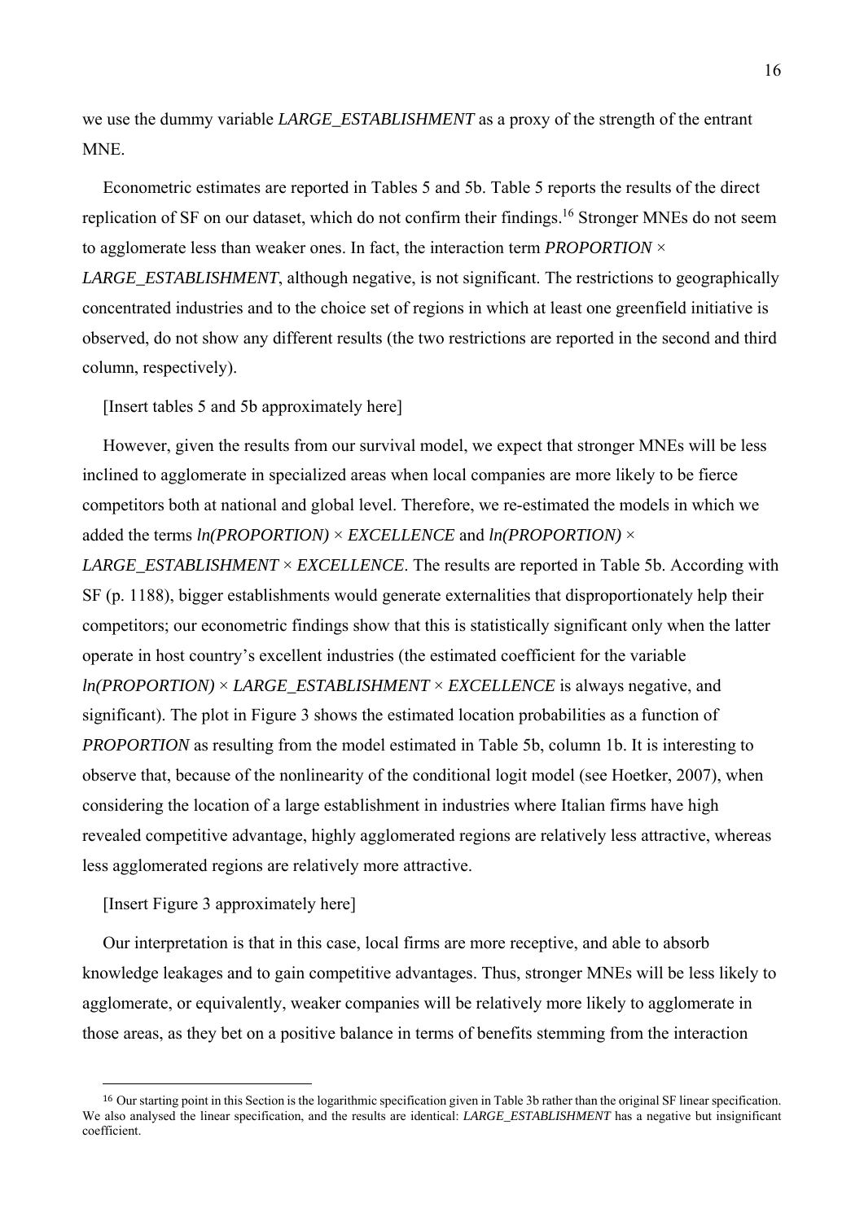we use the dummy variable *LARGE_ESTABLISHMENT* as a proxy of the strength of the entrant MNE.

Econometric estimates are reported in Tables 5 and 5b. Table 5 reports the results of the direct replication of SF on our dataset, which do not confirm their findings.[16] Stronger MNEs do not seem to agglomerate less than weaker ones. In fact, the interaction term *PROPORTION* × *LARGE_ESTABLISHMENT*, although negative, is not significant. The restrictions to geographically concentrated industries and to the choice set of regions in which at least one greenfield initiative is observed, do not show any different results (the two restrictions are reported in the second and third column, respectively).

[Insert tables 5 and 5b approximately here]

However, given the results from our survival model, we expect that stronger MNEs will be less inclined to agglomerate in specialized areas when local companies are more likely to be fierce competitors both at national and global level. Therefore, we re-estimated the models in which we added the terms *ln(PROPORTION)* × *EXCELLENCE* and *ln(PROPORTION)* × *LARGE_ESTABLISHMENT* × *EXCELLENCE*. The results are reported in Table 5b. According with SF (p. 1188), bigger establishments would generate externalities that disproportionately help their competitors; our econometric findings show that this is statistically significant only when the latter operate in host country's excellent industries (the estimated coefficient for the variable *ln(PROPORTION)* × *LARGE_ESTABLISHMENT* × *EXCELLENCE* is always negative, and significant). The plot in Figure 3 shows the estimated location probabilities as a function of *PROPORTION* as resulting from the model estimated in Table 5b, column 1b. It is interesting to observe that, because of the nonlinearity of the conditional logit model (see Hoetker, 2007), when considering the location of a large establishment in industries where Italian firms have high revealed competitive advantage, highly agglomerated regions are relatively less attractive, whereas less agglomerated regions are relatively more attractive.

[Insert Figure 3 approximately here]

Our interpretation is that in this case, local firms are more receptive, and able to absorb knowledge leakages and to gain competitive advantages. Thus, stronger MNEs will be less likely to agglomerate, or equivalently, weaker companies will be relatively more likely to agglomerate in those areas, as they bet on a positive balance in terms of benefits stemming from the interaction

---

[16] Our starting point in this Section is the logarithmic specification given in Table 3b rather than the original SF linear specification. We also analysed the linear specification, and the results are identical: *LARGE_ESTABLISHMENT* has a negative but insignificant coefficient.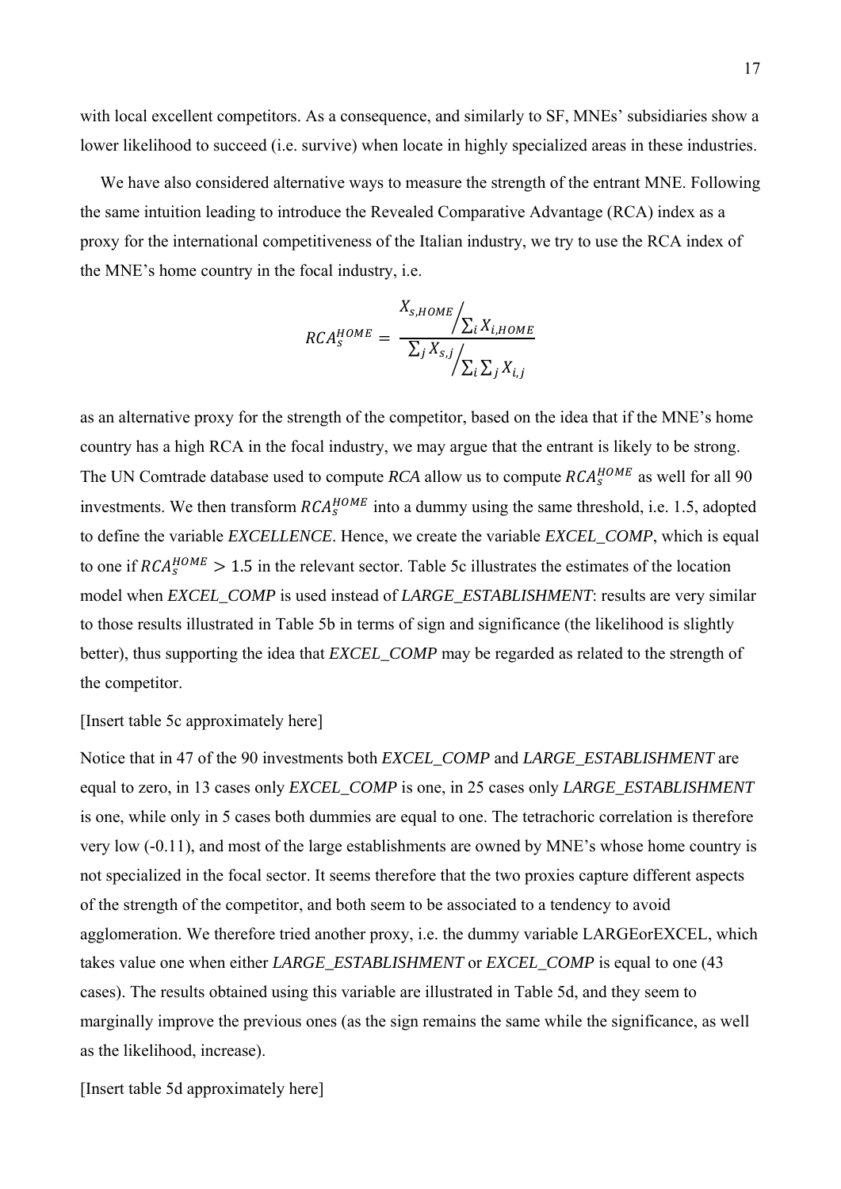with local excellent competitors. As a consequence, and similarly to SF, MNEs' subsidiaries show a lower likelihood to succeed (i.e. survive) when locate in highly specialized areas in these industries.

We have also considered alternative ways to measure the strength of the entrant MNE. Following the same intuition leading to introduce the Revealed Comparative Advantage (RCA) index as a proxy for the international competitiveness of the Italian industry, we try to use the RCA index of the MNE's home country in the focal industry, i.e.

$$RCA_s^{HOME} = \frac{X_{s,HOME} \Big/ \sum_i X_{i,HOME}}{\sum_j X_{s,j} \Big/ \sum_i \sum_j X_{i,j}}$$

as an alternative proxy for the strength of the competitor, based on the idea that if the MNE's home country has a high RCA in the focal industry, we may argue that the entrant is likely to be strong. The UN Comtrade database used to compute *RCA* allow us to compute $RCA_s^{HOME}$ as well for all 90 investments. We then transform $RCA_s^{HOME}$ into a dummy using the same threshold, i.e. 1.5, adopted to define the variable *EXCELLENCE*. Hence, we create the variable *EXCEL_COMP*, which is equal to one if $RCA_s^{HOME} > 1.5$ in the relevant sector. Table 5c illustrates the estimates of the location model when *EXCEL_COMP* is used instead of *LARGE_ESTABLISHMENT*: results are very similar to those results illustrated in Table 5b in terms of sign and significance (the likelihood is slightly better), thus supporting the idea that *EXCEL_COMP* may be regarded as related to the strength of the competitor.

[Insert table 5c approximately here]

Notice that in 47 of the 90 investments both *EXCEL_COMP* and *LARGE_ESTABLISHMENT* are equal to zero, in 13 cases only *EXCEL_COMP* is one, in 25 cases only *LARGE_ESTABLISHMENT* is one, while only in 5 cases both dummies are equal to one. The tetrachoric correlation is therefore very low (-0.11), and most of the large establishments are owned by MNE's whose home country is not specialized in the focal sector. It seems therefore that the two proxies capture different aspects of the strength of the competitor, and both seem to be associated to a tendency to avoid agglomeration. We therefore tried another proxy, i.e. the dummy variable LARGEorEXCEL, which takes value one when either *LARGE_ESTABLISHMENT* or *EXCEL_COMP* is equal to one (43 cases). The results obtained using this variable are illustrated in Table 5d, and they seem to marginally improve the previous ones (as the sign remains the same while the significance, as well as the likelihood, increase).

[Insert table 5d approximately here]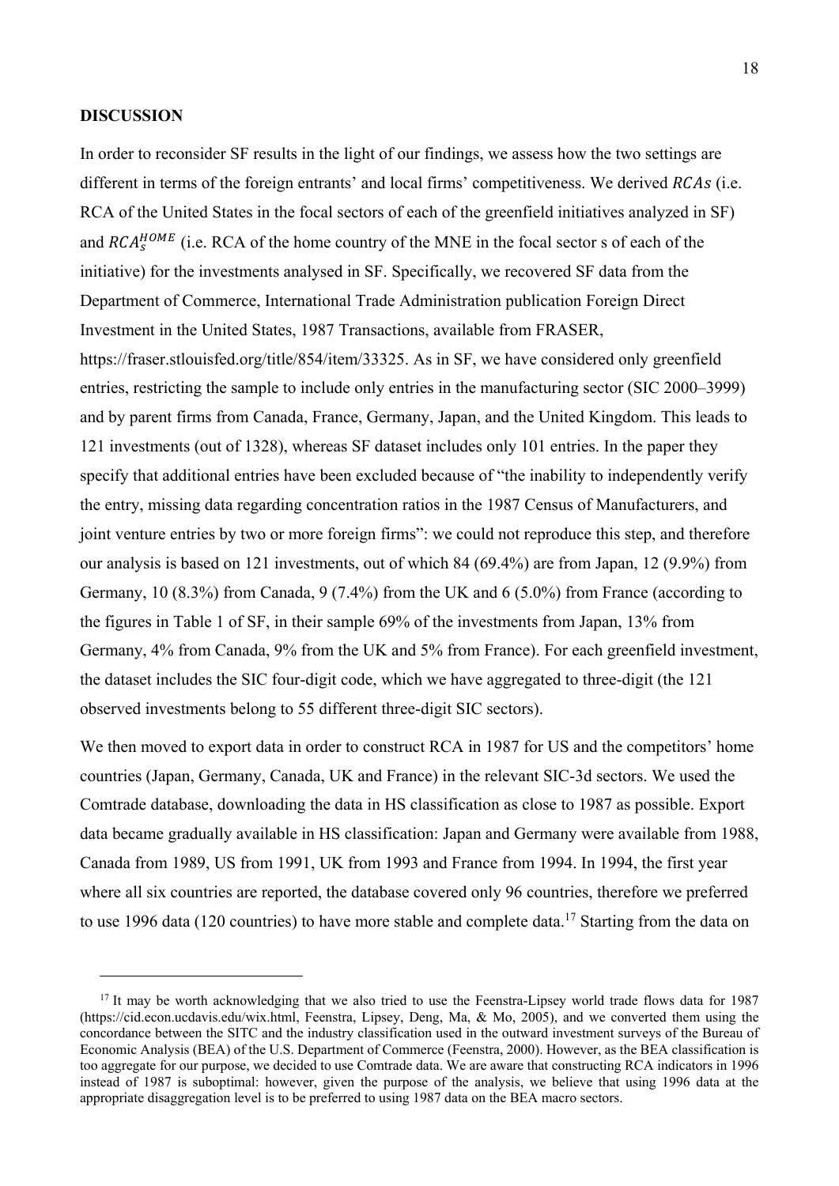**DISCUSSION**

In order to reconsider SF results in the light of our findings, we assess how the two settings are different in terms of the foreign entrants' and local firms' competitiveness. We derived $RCAs$ (i.e. RCA of the United States in the focal sectors of each of the greenfield initiatives analyzed in SF) and $RCA_s^{HOME}$ (i.e. RCA of the home country of the MNE in the focal sector s of each of the initiative) for the investments analysed in SF. Specifically, we recovered SF data from the Department of Commerce, International Trade Administration publication Foreign Direct Investment in the United States, 1987 Transactions, available from FRASER, https://fraser.stlouisfed.org/title/854/item/33325. As in SF, we have considered only greenfield entries, restricting the sample to include only entries in the manufacturing sector (SIC 2000–3999) and by parent firms from Canada, France, Germany, Japan, and the United Kingdom. This leads to 121 investments (out of 1328), whereas SF dataset includes only 101 entries. In the paper they specify that additional entries have been excluded because of "the inability to independently verify the entry, missing data regarding concentration ratios in the 1987 Census of Manufacturers, and joint venture entries by two or more foreign firms": we could not reproduce this step, and therefore our analysis is based on 121 investments, out of which 84 (69.4%) are from Japan, 12 (9.9%) from Germany, 10 (8.3%) from Canada, 9 (7.4%) from the UK and 6 (5.0%) from France (according to the figures in Table 1 of SF, in their sample 69% of the investments from Japan, 13% from Germany, 4% from Canada, 9% from the UK and 5% from France). For each greenfield investment, the dataset includes the SIC four-digit code, which we have aggregated to three-digit (the 121 observed investments belong to 55 different three-digit SIC sectors).

We then moved to export data in order to construct RCA in 1987 for US and the competitors' home countries (Japan, Germany, Canada, UK and France) in the relevant SIC-3d sectors. We used the Comtrade database, downloading the data in HS classification as close to 1987 as possible. Export data became gradually available in HS classification: Japan and Germany were available from 1988, Canada from 1989, US from 1991, UK from 1993 and France from 1994. In 1994, the first year where all six countries are reported, the database covered only 96 countries, therefore we preferred to use 1996 data (120 countries) to have more stable and complete data.[17] Starting from the data on

[17] It may be worth acknowledging that we also tried to use the Feenstra-Lipsey world trade flows data for 1987 (https://cid.econ.ucdavis.edu/wix.html, Feenstra, Lipsey, Deng, Ma, & Mo, 2005), and we converted them using the concordance between the SITC and the industry classification used in the outward investment surveys of the Bureau of Economic Analysis (BEA) of the U.S. Department of Commerce (Feenstra, 2000). However, as the BEA classification is too aggregate for our purpose, we decided to use Comtrade data. We are aware that constructing RCA indicators in 1996 instead of 1987 is suboptimal: however, given the purpose of the analysis, we believe that using 1996 data at the appropriate disaggregation level is to be preferred to using 1987 data on the BEA macro sectors.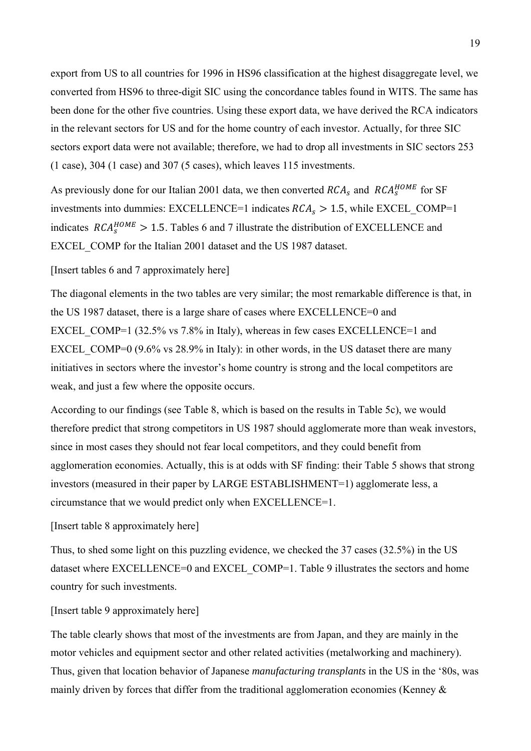export from US to all countries for 1996 in HS96 classification at the highest disaggregate level, we converted from HS96 to three-digit SIC using the concordance tables found in WITS. The same has been done for the other five countries. Using these export data, we have derived the RCA indicators in the relevant sectors for US and for the home country of each investor. Actually, for three SIC sectors export data were not available; therefore, we had to drop all investments in SIC sectors 253 (1 case), 304 (1 case) and 307 (5 cases), which leaves 115 investments.

As previously done for our Italian 2001 data, we then converted $RCA_s$ and $RCA_s^{HOME}$ for SF investments into dummies: EXCELLENCE=1 indicates $RCA_s > 1.5$, while EXCEL_COMP=1 indicates $RCA_s^{HOME} > 1.5$. Tables 6 and 7 illustrate the distribution of EXCELLENCE and EXCEL_COMP for the Italian 2001 dataset and the US 1987 dataset.

[Insert tables 6 and 7 approximately here]

The diagonal elements in the two tables are very similar; the most remarkable difference is that, in the US 1987 dataset, there is a large share of cases where EXCELLENCE=0 and EXCEL_COMP=1 (32.5% vs 7.8% in Italy), whereas in few cases EXCELLENCE=1 and EXCEL_COMP=0 (9.6% vs 28.9% in Italy): in other words, in the US dataset there are many initiatives in sectors where the investor's home country is strong and the local competitors are weak, and just a few where the opposite occurs.

According to our findings (see Table 8, which is based on the results in Table 5c), we would therefore predict that strong competitors in US 1987 should agglomerate more than weak investors, since in most cases they should not fear local competitors, and they could benefit from agglomeration economies. Actually, this is at odds with SF finding: their Table 5 shows that strong investors (measured in their paper by LARGE ESTABLISHMENT=1) agglomerate less, a circumstance that we would predict only when EXCELLENCE=1.

[Insert table 8 approximately here]

Thus, to shed some light on this puzzling evidence, we checked the 37 cases (32.5%) in the US dataset where EXCELLENCE=0 and EXCEL_COMP=1. Table 9 illustrates the sectors and home country for such investments.

[Insert table 9 approximately here]

The table clearly shows that most of the investments are from Japan, and they are mainly in the motor vehicles and equipment sector and other related activities (metalworking and machinery). Thus, given that location behavior of Japanese *manufacturing transplants* in the US in the '80s, was mainly driven by forces that differ from the traditional agglomeration economies (Kenney &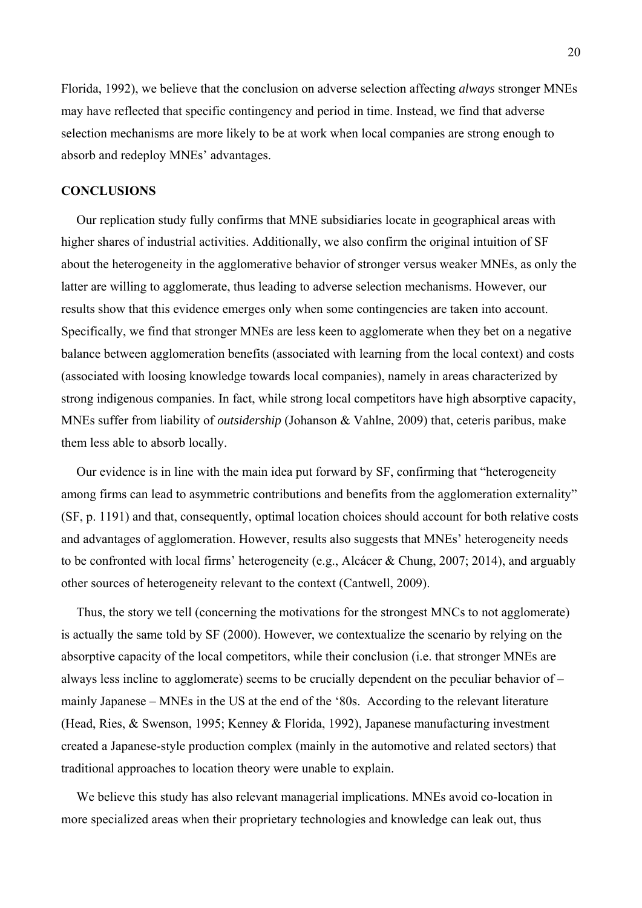Florida, 1992), we believe that the conclusion on adverse selection affecting *always* stronger MNEs may have reflected that specific contingency and period in time. Instead, we find that adverse selection mechanisms are more likely to be at work when local companies are strong enough to absorb and redeploy MNEs' advantages.

## CONCLUSIONS

Our replication study fully confirms that MNE subsidiaries locate in geographical areas with higher shares of industrial activities. Additionally, we also confirm the original intuition of SF about the heterogeneity in the agglomerative behavior of stronger versus weaker MNEs, as only the latter are willing to agglomerate, thus leading to adverse selection mechanisms. However, our results show that this evidence emerges only when some contingencies are taken into account. Specifically, we find that stronger MNEs are less keen to agglomerate when they bet on a negative balance between agglomeration benefits (associated with learning from the local context) and costs (associated with loosing knowledge towards local companies), namely in areas characterized by strong indigenous companies. In fact, while strong local competitors have high absorptive capacity, MNEs suffer from liability of ***outsidership*** (Johanson & Vahlne, 2009) that, ceteris paribus, make them less able to absorb locally.

Our evidence is in line with the main idea put forward by SF, confirming that "heterogeneity among firms can lead to asymmetric contributions and benefits from the agglomeration externality" (SF, p. 1191) and that, consequently, optimal location choices should account for both relative costs and advantages of agglomeration. However, results also suggests that MNEs' heterogeneity needs to be confronted with local firms' heterogeneity (e.g., Alcácer & Chung, 2007; 2014), and arguably other sources of heterogeneity relevant to the context (Cantwell, 2009).

Thus, the story we tell (concerning the motivations for the strongest MNCs to not agglomerate) is actually the same told by SF (2000). However, we contextualize the scenario by relying on the absorptive capacity of the local competitors, while their conclusion (i.e. that stronger MNEs are always less incline to agglomerate) seems to be crucially dependent on the peculiar behavior of – mainly Japanese – MNEs in the US at the end of the '80s. According to the relevant literature (Head, Ries, & Swenson, 1995; Kenney & Florida, 1992), Japanese manufacturing investment created a Japanese-style production complex (mainly in the automotive and related sectors) that traditional approaches to location theory were unable to explain.

We believe this study has also relevant managerial implications. MNEs avoid co-location in more specialized areas when their proprietary technologies and knowledge can leak out, thus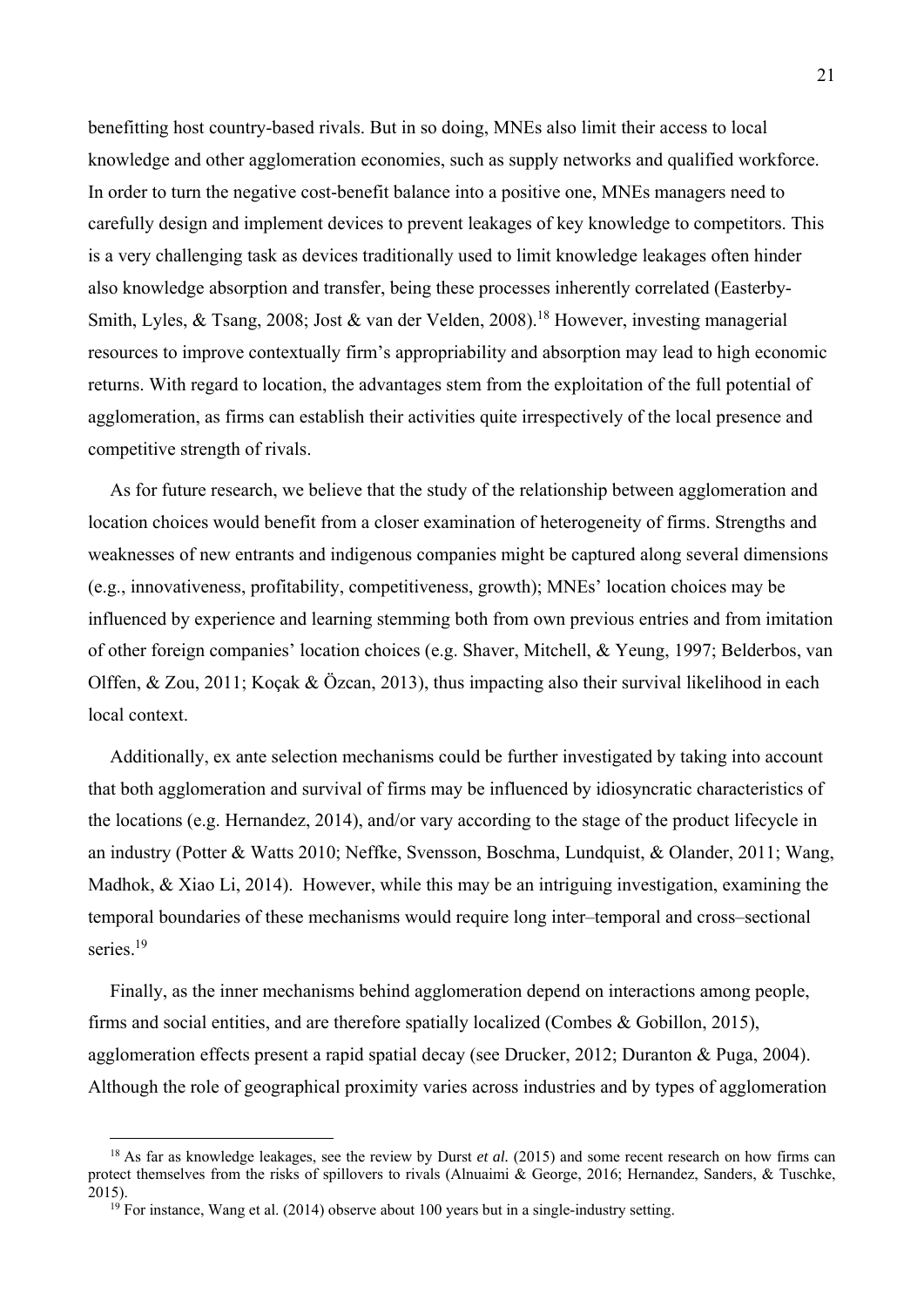benefitting host country-based rivals. But in so doing, MNEs also limit their access to local knowledge and other agglomeration economies, such as supply networks and qualified workforce. In order to turn the negative cost-benefit balance into a positive one, MNEs managers need to carefully design and implement devices to prevent leakages of key knowledge to competitors. This is a very challenging task as devices traditionally used to limit knowledge leakages often hinder also knowledge absorption and transfer, being these processes inherently correlated (Easterby-Smith, Lyles, & Tsang, 2008; Jost & van der Velden, 2008).[18] However, investing managerial resources to improve contextually firm's appropriability and absorption may lead to high economic returns. With regard to location, the advantages stem from the exploitation of the full potential of agglomeration, as firms can establish their activities quite irrespectively of the local presence and competitive strength of rivals.

As for future research, we believe that the study of the relationship between agglomeration and location choices would benefit from a closer examination of heterogeneity of firms. Strengths and weaknesses of new entrants and indigenous companies might be captured along several dimensions (e.g., innovativeness, profitability, competitiveness, growth); MNEs' location choices may be influenced by experience and learning stemming both from own previous entries and from imitation of other foreign companies' location choices (e.g. Shaver, Mitchell, & Yeung, 1997; Belderbos, van Olffen, & Zou, 2011; Koçak & Özcan, 2013), thus impacting also their survival likelihood in each local context.

Additionally, ex ante selection mechanisms could be further investigated by taking into account that both agglomeration and survival of firms may be influenced by idiosyncratic characteristics of the locations (e.g. Hernandez, 2014), and/or vary according to the stage of the product lifecycle in an industry (Potter & Watts 2010; Neffke, Svensson, Boschma, Lundquist, & Olander, 2011; Wang, Madhok, & Xiao Li, 2014). However, while this may be an intriguing investigation, examining the temporal boundaries of these mechanisms would require long inter–temporal and cross–sectional series.[19]

Finally, as the inner mechanisms behind agglomeration depend on interactions among people, firms and social entities, and are therefore spatially localized (Combes & Gobillon, 2015), agglomeration effects present a rapid spatial decay (see Drucker, 2012; Duranton & Puga, 2004). Although the role of geographical proximity varies across industries and by types of agglomeration

---

[18] As far as knowledge leakages, see the review by Durst *et al.* (2015) and some recent research on how firms can protect themselves from the risks of spillovers to rivals (Alnuaimi & George, 2016; Hernandez, Sanders, & Tuschke, 2015).

[19] For instance, Wang et al. (2014) observe about 100 years but in a single-industry setting.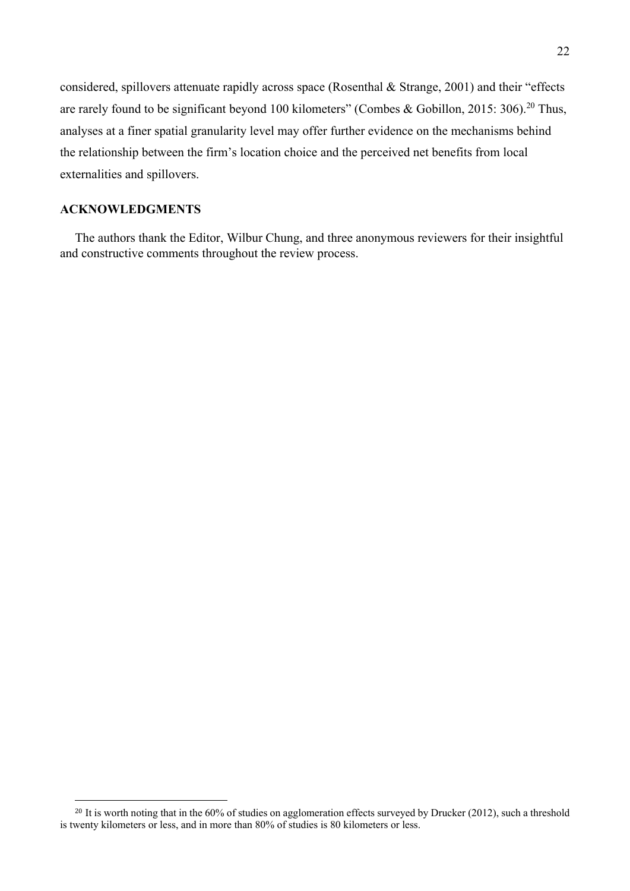considered, spillovers attenuate rapidly across space (Rosenthal & Strange, 2001) and their "effects are rarely found to be significant beyond 100 kilometers" (Combes & Gobillon, 2015: 306).[20] Thus, analyses at a finer spatial granularity level may offer further evidence on the mechanisms behind the relationship between the firm's location choice and the perceived net benefits from local externalities and spillovers.

## ACKNOWLEDGMENTS

The authors thank the Editor, Wilbur Chung, and three anonymous reviewers for their insightful and constructive comments throughout the review process.

[20] It is worth noting that in the 60% of studies on agglomeration effects surveyed by Drucker (2012), such a threshold is twenty kilometers or less, and in more than 80% of studies is 80 kilometers or less.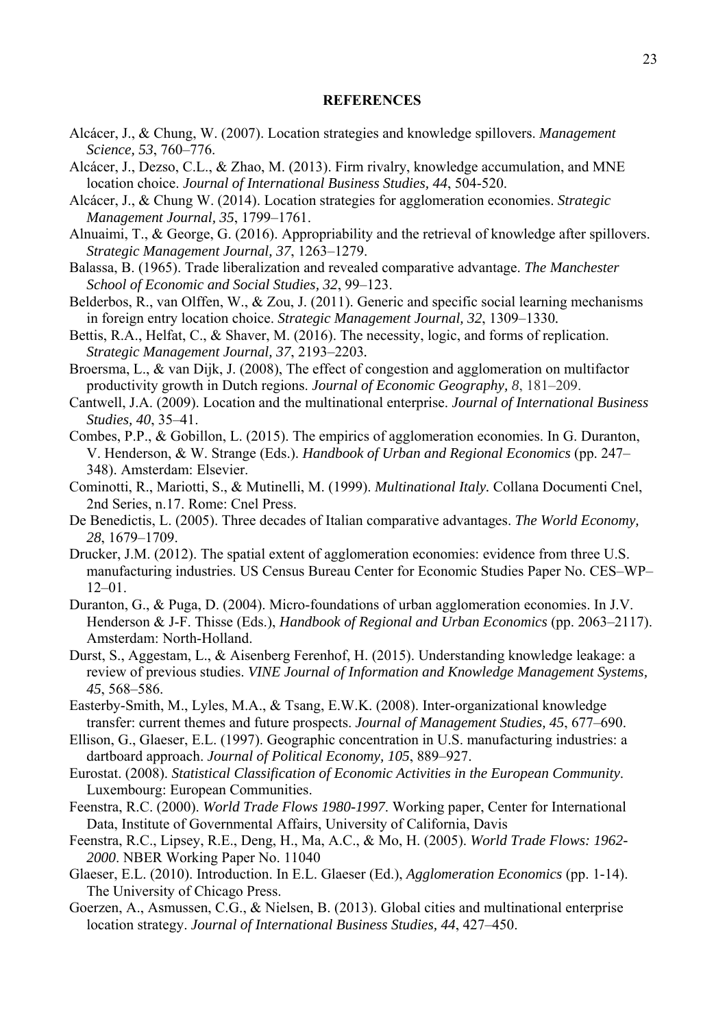## REFERENCES

Alcácer, J., & Chung, W. (2007). Location strategies and knowledge spillovers. *Management Science, 53*, 760–776.

Alcácer, J., Dezso, C.L., & Zhao, M. (2013). Firm rivalry, knowledge accumulation, and MNE location choice. *Journal of International Business Studies, 44*, 504-520.

Alcácer, J., & Chung W. (2014). Location strategies for agglomeration economies. *Strategic Management Journal, 35*, 1799–1761.

Alnuaimi, T., & George, G. (2016). Appropriability and the retrieval of knowledge after spillovers. *Strategic Management Journal, 37*, 1263–1279.

Balassa, B. (1965). Trade liberalization and revealed comparative advantage. *The Manchester School of Economic and Social Studies, 32*, 99–123.

Belderbos, R., van Olffen, W., & Zou, J. (2011). Generic and specific social learning mechanisms in foreign entry location choice. *Strategic Management Journal, 32*, 1309–1330.

Bettis, R.A., Helfat, C., & Shaver, M. (2016). The necessity, logic, and forms of replication. *Strategic Management Journal, 37*, 2193–2203.

Broersma, L., & van Dijk, J. (2008), The effect of congestion and agglomeration on multifactor productivity growth in Dutch regions. *Journal of Economic Geography, 8*, 181–209.

Cantwell, J.A. (2009). Location and the multinational enterprise. *Journal of International Business Studies, 40*, 35–41.

Combes, P.P., & Gobillon, L. (2015). The empirics of agglomeration economies. In G. Duranton, V. Henderson, & W. Strange (Eds.). *Handbook of Urban and Regional Economics* (pp. 247–348). Amsterdam: Elsevier.

Cominotti, R., Mariotti, S., & Mutinelli, M. (1999). *Multinational Italy.* Collana Documenti Cnel, 2nd Series, n.17. Rome: Cnel Press.

De Benedictis, L. (2005). Three decades of Italian comparative advantages. *The World Economy, 28*, 1679–1709.

Drucker, J.M. (2012). The spatial extent of agglomeration economies: evidence from three U.S. manufacturing industries. US Census Bureau Center for Economic Studies Paper No. CES–WP–12–01.

Duranton, G., & Puga, D. (2004). Micro-foundations of urban agglomeration economies. In J.V. Henderson & J-F. Thisse (Eds.), *Handbook of Regional and Urban Economics* (pp. 2063–2117). Amsterdam: North-Holland.

Durst, S., Aggestam, L., & Aisenberg Ferenhof, H. (2015). Understanding knowledge leakage: a review of previous studies. *VINE Journal of Information and Knowledge Management Systems, 45*, 568–586.

Easterby-Smith, M., Lyles, M.A., & Tsang, E.W.K. (2008). Inter-organizational knowledge transfer: current themes and future prospects. *Journal of Management Studies, 45*, 677–690.

Ellison, G., Glaeser, E.L. (1997). Geographic concentration in U.S. manufacturing industries: a dartboard approach. *Journal of Political Economy, 105*, 889–927.

Eurostat. (2008). *Statistical Classification of Economic Activities in the European Community*. Luxembourg: European Communities.

Feenstra, R.C. (2000). *World Trade Flows 1980-1997.* Working paper, Center for International Data, Institute of Governmental Affairs, University of California, Davis

Feenstra, R.C., Lipsey, R.E., Deng, H., Ma, A.C., & Mo, H. (2005). *World Trade Flows: 1962-2000*. NBER Working Paper No. 11040

Glaeser, E.L. (2010). Introduction. In E.L. Glaeser (Ed.), *Agglomeration Economics* (pp. 1-14). The University of Chicago Press.

Goerzen, A., Asmussen, C.G., & Nielsen, B. (2013). Global cities and multinational enterprise location strategy. *Journal of International Business Studies, 44*, 427–450.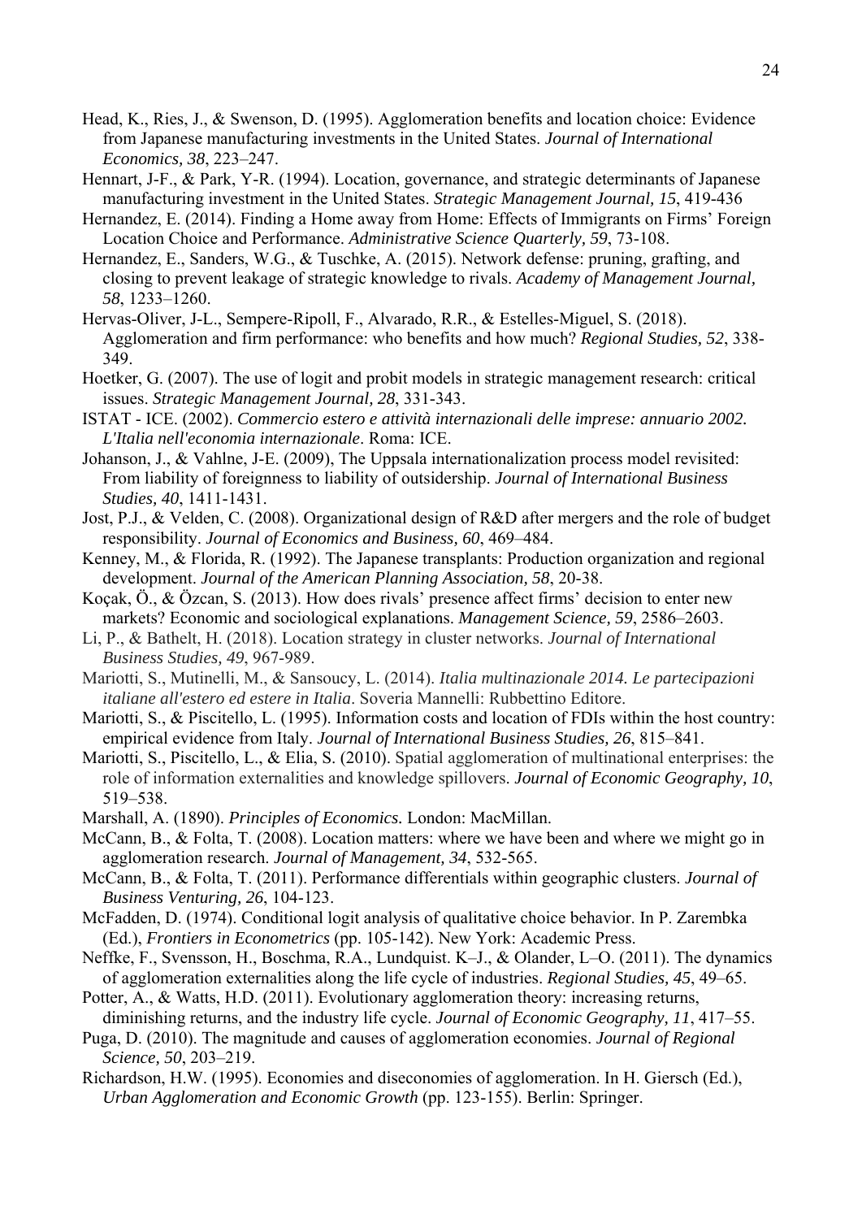Head, K., Ries, J., & Swenson, D. (1995). Agglomeration benefits and location choice: Evidence from Japanese manufacturing investments in the United States. *Journal of International Economics, 38*, 223–247.

Hennart, J-F., & Park, Y-R. (1994). Location, governance, and strategic determinants of Japanese manufacturing investment in the United States. *Strategic Management Journal, 15*, 419-436

Hernandez, E. (2014). Finding a Home away from Home: Effects of Immigrants on Firms' Foreign Location Choice and Performance. *Administrative Science Quarterly, 59*, 73-108.

Hernandez, E., Sanders, W.G., & Tuschke, A. (2015). Network defense: pruning, grafting, and closing to prevent leakage of strategic knowledge to rivals. *Academy of Management Journal, 58*, 1233–1260.

Hervas-Oliver, J-L., Sempere-Ripoll, F., Alvarado, R.R., & Estelles-Miguel, S. (2018). Agglomeration and firm performance: who benefits and how much? *Regional Studies, 52*, 338-349.

Hoetker, G. (2007). The use of logit and probit models in strategic management research: critical issues. *Strategic Management Journal, 28*, 331-343.

ISTAT - ICE. (2002). *Commercio estero e attività internazionali delle imprese: annuario 2002. L'Italia nell'economia internazionale*. Roma: ICE.

Johanson, J., & Vahlne, J-E. (2009), The Uppsala internationalization process model revisited: From liability of foreignness to liability of outsidership. *Journal of International Business Studies, 40*, 1411-1431.

Jost, P.J., & Velden, C. (2008). Organizational design of R&D after mergers and the role of budget responsibility. *Journal of Economics and Business, 60*, 469–484.

Kenney, M., & Florida, R. (1992). The Japanese transplants: Production organization and regional development. *Journal of the American Planning Association, 58*, 20-38.

Koçak, Ö., & Özcan, S. (2013). How does rivals' presence affect firms' decision to enter new markets? Economic and sociological explanations. *Management Science, 59*, 2586–2603.

Li, P., & Bathelt, H. (2018). Location strategy in cluster networks. *Journal of International Business Studies, 49*, 967-989.

Mariotti, S., Mutinelli, M., & Sansoucy, L. (2014). *Italia multinazionale 2014. Le partecipazioni italiane all'estero ed estere in Italia*. Soveria Mannelli: Rubbettino Editore.

Mariotti, S., & Piscitello, L. (1995). Information costs and location of FDIs within the host country: empirical evidence from Italy. *Journal of International Business Studies, 26*, 815–841.

Mariotti, S., Piscitello, L., & Elia, S. (2010). Spatial agglomeration of multinational enterprises: the role of information externalities and knowledge spillovers. *Journal of Economic Geography, 10*, 519–538.

Marshall, A. (1890). *Principles of Economics.* London: MacMillan.

McCann, B., & Folta, T. (2008). Location matters: where we have been and where we might go in agglomeration research. *Journal of Management, 34*, 532-565.

McCann, B., & Folta, T. (2011). Performance differentials within geographic clusters. *Journal of Business Venturing, 26*, 104-123.

McFadden, D. (1974). Conditional logit analysis of qualitative choice behavior. In P. Zarembka (Ed.), *Frontiers in Econometrics* (pp. 105-142). New York: Academic Press.

Neffke, F., Svensson, H., Boschma, R.A., Lundquist. K–J., & Olander, L–O. (2011). The dynamics of agglomeration externalities along the life cycle of industries. *Regional Studies, 45*, 49–65.

Potter, A., & Watts, H.D. (2011). Evolutionary agglomeration theory: increasing returns, diminishing returns, and the industry life cycle. *Journal of Economic Geography, 11*, 417–55.

Puga, D. (2010). The magnitude and causes of agglomeration economies. *Journal of Regional Science, 50*, 203–219.

Richardson, H.W. (1995). Economies and diseconomies of agglomeration. In H. Giersch (Ed.), *Urban Agglomeration and Economic Growth* (pp. 123-155). Berlin: Springer.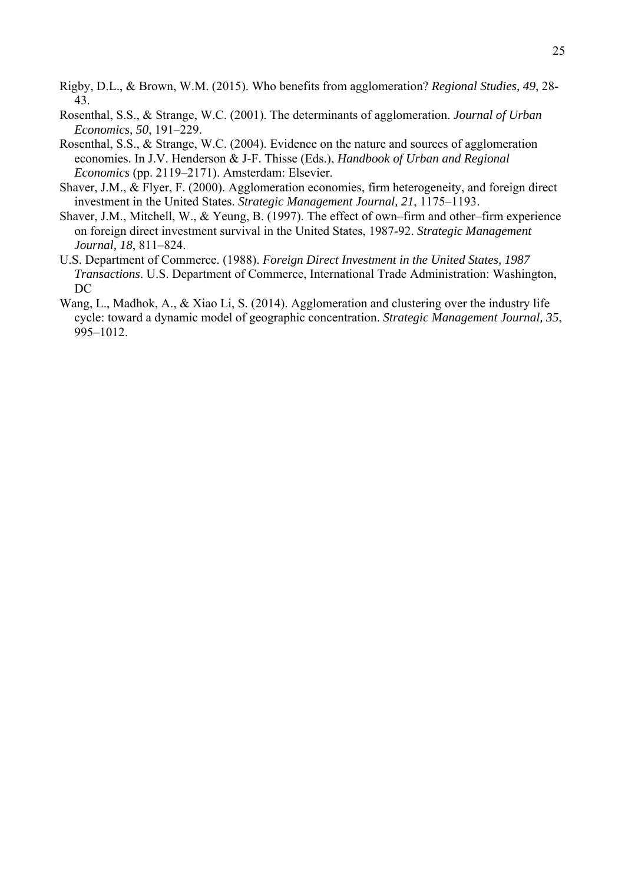Rigby, D.L., & Brown, W.M. (2015). Who benefits from agglomeration? *Regional Studies, 49*, 28-43.

Rosenthal, S.S., & Strange, W.C. (2001). The determinants of agglomeration. *Journal of Urban Economics, 50*, 191–229.

Rosenthal, S.S., & Strange, W.C. (2004). Evidence on the nature and sources of agglomeration economies. In J.V. Henderson & J-F. Thisse (Eds.), *Handbook of Urban and Regional Economics* (pp. 2119–2171). Amsterdam: Elsevier.

Shaver, J.M., & Flyer, F. (2000). Agglomeration economies, firm heterogeneity, and foreign direct investment in the United States. *Strategic Management Journal, 21*, 1175–1193.

Shaver, J.M., Mitchell, W., & Yeung, B. (1997). The effect of own–firm and other–firm experience on foreign direct investment survival in the United States, 1987-92. *Strategic Management Journal, 18*, 811–824.

U.S. Department of Commerce. (1988). *Foreign Direct Investment in the United States, 1987 Transactions*. U.S. Department of Commerce, International Trade Administration: Washington, DC

Wang, L., Madhok, A., & Xiao Li, S. (2014). Agglomeration and clustering over the industry life cycle: toward a dynamic model of geographic concentration. *Strategic Management Journal, 35*, 995–1012.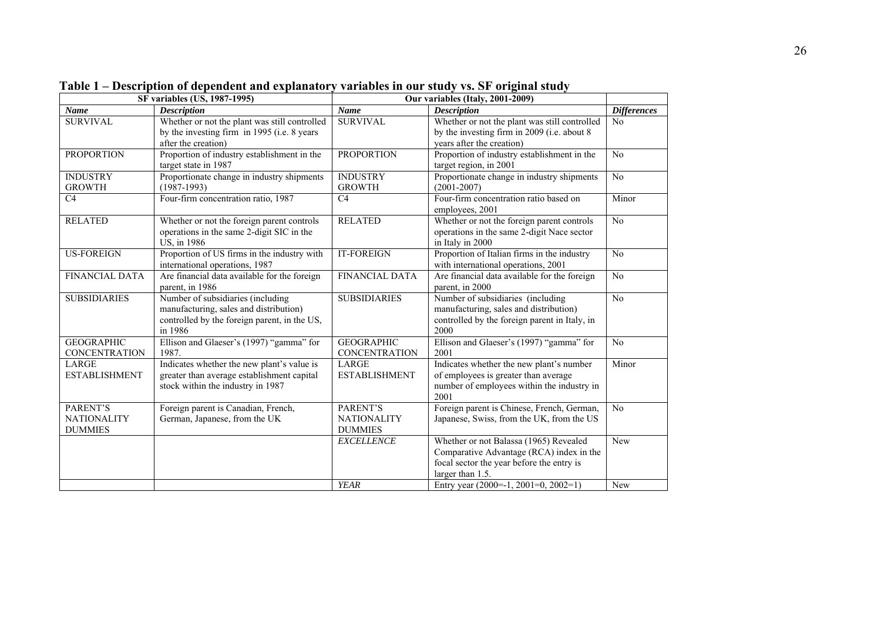**Table 1 – Description of dependent and explanatory variables in our study vs. SF original study**

| SF variables (US, 1987-1995) | | Our variables (Italy, 2001-2009) | | |
|---|---|---|---|---|
| ***Name*** | ***Description*** | ***Name*** | ***Description*** | ***Differences*** |
| SURVIVAL | Whether or not the plant was still controlled by the investing firm in 1995 (i.e. 8 years after the creation) | SURVIVAL | Whether or not the plant was still controlled by the investing firm in 2009 (i.e. about 8 years after the creation) | No |
| PROPORTION | Proportion of industry establishment in the target state in 1987 | PROPORTION | Proportion of industry establishment in the target region, in 2001 | No |
| INDUSTRY GROWTH | Proportionate change in industry shipments (1987-1993) | INDUSTRY GROWTH | Proportionate change in industry shipments (2001-2007) | No |
| C4 | Four-firm concentration ratio, 1987 | C4 | Four-firm concentration ratio based on employees, 2001 | Minor |
| RELATED | Whether or not the foreign parent controls operations in the same 2-digit SIC in the US, in 1986 | RELATED | Whether or not the foreign parent controls operations in the same 2-digit Nace sector in Italy in 2000 | No |
| US-FOREIGN | Proportion of US firms in the industry with international operations, 1987 | IT-FOREIGN | Proportion of Italian firms in the industry with international operations, 2001 | No |
| FINANCIAL DATA | Are financial data available for the foreign parent, in 1986 | FINANCIAL DATA | Are financial data available for the foreign parent, in 2000 | No |
| SUBSIDIARIES | Number of subsidiaries (including manufacturing, sales and distribution) controlled by the foreign parent, in the US, in 1986 | SUBSIDIARIES | Number of subsidiaries (including manufacturing, sales and distribution) controlled by the foreign parent in Italy, in 2000 | No |
| GEOGRAPHIC CONCENTRATION | Ellison and Glaeser's (1997) "gamma" for 1987. | GEOGRAPHIC CONCENTRATION | Ellison and Glaeser's (1997) "gamma" for 2001 | No |
| LARGE ESTABLISHMENT | Indicates whether the new plant's value is greater than average establishment capital stock within the industry in 1987 | LARGE ESTABLISHMENT | Indicates whether the new plant's number of employees is greater than average number of employees within the industry in 2001 | Minor |
| PARENT'S NATIONALITY DUMMIES | Foreign parent is Canadian, French, German, Japanese, from the UK | PARENT'S NATIONALITY DUMMIES | Foreign parent is Chinese, French, German, Japanese, Swiss, from the UK, from the US | No |
| | | *EXCELLENCE* | Whether or not Balassa (1965) Revealed Comparative Advantage (RCA) index in the focal sector the year before the entry is larger than 1.5. | New |
| | | *YEAR* | Entry year (2000=-1, 2001=0, 2002=1) | New |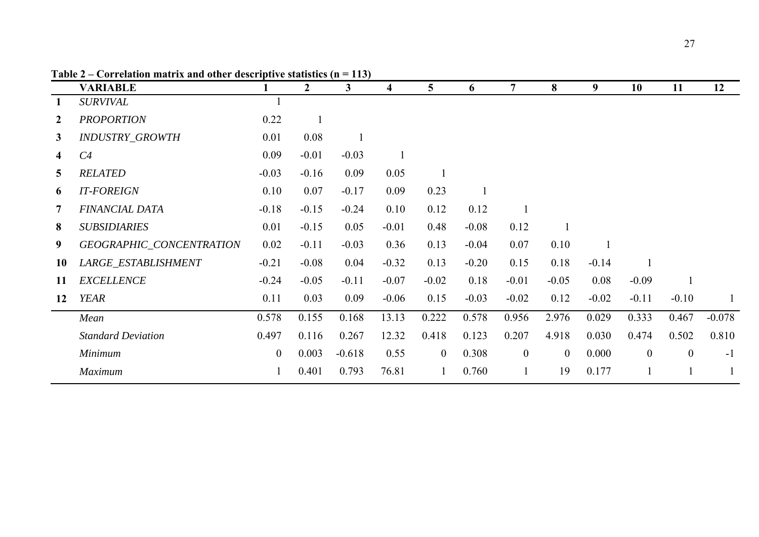**Table 2 – Correlation matrix and other descriptive statistics (n = 113)**

| | VARIABLE | 1 | 2 | 3 | 4 | 5 | 6 | 7 | 8 | 9 | 10 | 11 | 12 |
|---|---|---|---|---|---|---|---|---|---|---|---|---|---|
| **1** | *SURVIVAL* | 1 | | | | | | | | | | | |
| **2** | *PROPORTION* | 0.22 | 1 | | | | | | | | | | |
| **3** | *INDUSTRY_GROWTH* | 0.01 | 0.08 | 1 | | | | | | | | | |
| **4** | *C4* | 0.09 | -0.01 | -0.03 | 1 | | | | | | | | |
| **5** | *RELATED* | -0.03 | -0.16 | 0.09 | 0.05 | 1 | | | | | | | |
| **6** | *IT-FOREIGN* | 0.10 | 0.07 | -0.17 | 0.09 | 0.23 | 1 | | | | | | |
| **7** | *FINANCIAL DATA* | -0.18 | -0.15 | -0.24 | 0.10 | 0.12 | 0.12 | 1 | | | | | |
| **8** | *SUBSIDIARIES* | 0.01 | -0.15 | 0.05 | -0.01 | 0.48 | -0.08 | 0.12 | 1 | | | | |
| **9** | *GEOGRAPHIC_CONCENTRATION* | 0.02 | -0.11 | -0.03 | 0.36 | 0.13 | -0.04 | 0.07 | 0.10 | 1 | | | |
| **10** | *LARGE_ESTABLISHMENT* | -0.21 | -0.08 | 0.04 | -0.32 | 0.13 | -0.20 | 0.15 | 0.18 | -0.14 | 1 | | |
| **11** | *EXCELLENCE* | -0.24 | -0.05 | -0.11 | -0.07 | -0.02 | 0.18 | -0.01 | -0.05 | 0.08 | -0.09 | 1 | |
| **12** | *YEAR* | 0.11 | 0.03 | 0.09 | -0.06 | 0.15 | -0.03 | -0.02 | 0.12 | -0.02 | -0.11 | -0.10 | 1 |
| | *Mean* | 0.578 | 0.155 | 0.168 | 13.13 | 0.222 | 0.578 | 0.956 | 2.976 | 0.029 | 0.333 | 0.467 | -0.078 |
| | *Standard Deviation* | 0.497 | 0.116 | 0.267 | 12.32 | 0.418 | 0.123 | 0.207 | 4.918 | 0.030 | 0.474 | 0.502 | 0.810 |
| | *Minimum* | 0 | 0.003 | -0.618 | 0.55 | 0 | 0.308 | 0 | 0 | 0.000 | 0 | 0 | -1 |
| | *Maximum* | 1 | 0.401 | 0.793 | 76.81 | 1 | 0.760 | 1 | 19 | 0.177 | 1 | 1 | 1 |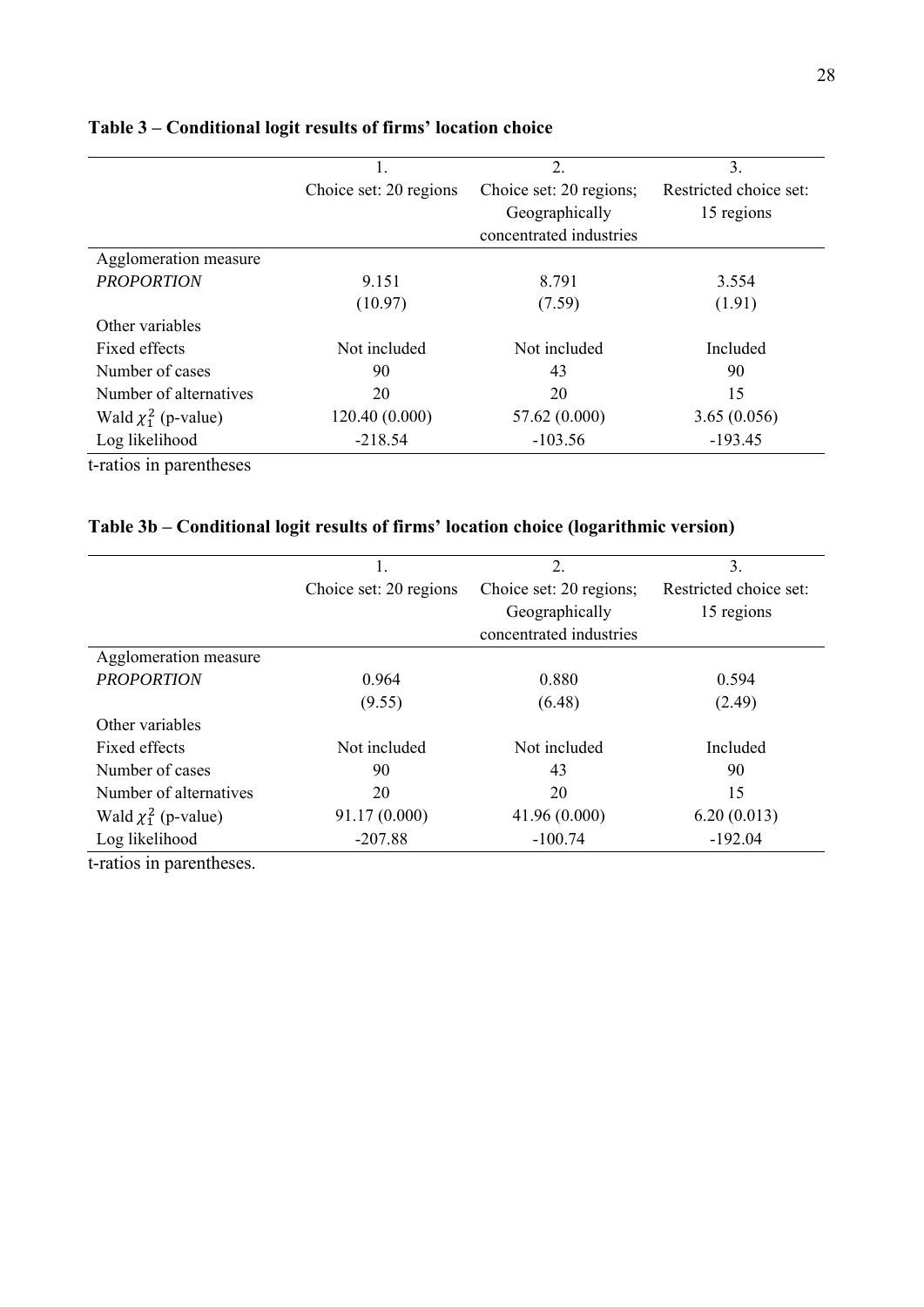**Table 3 – Conditional logit results of firms' location choice**

| | 1.<br>Choice set: 20 regions | 2.<br>Choice set: 20 regions; Geographically concentrated industries | 3.<br>Restricted choice set: 15 regions |
|---|---|---|---|
| Agglomeration measure | | | |
| *PROPORTION* | 9.151 | 8.791 | 3.554 |
| | (10.97) | (7.59) | (1.91) |
| Other variables | | | |
| Fixed effects | Not included | Not included | Included |
| Number of cases | 90 | 43 | 90 |
| Number of alternatives | 20 | 20 | 15 |
| Wald $\chi_1^2$ (p-value) | 120.40 (0.000) | 57.62 (0.000) | 3.65 (0.056) |
| Log likelihood | -218.54 | -103.56 | -193.45 |

t-ratios in parentheses

**Table 3b – Conditional logit results of firms' location choice (logarithmic version)**

| | 1.<br>Choice set: 20 regions | 2.<br>Choice set: 20 regions; Geographically concentrated industries | 3.<br>Restricted choice set: 15 regions |
|---|---|---|---|
| Agglomeration measure | | | |
| *PROPORTION* | 0.964 | 0.880 | 0.594 |
| | (9.55) | (6.48) | (2.49) |
| Other variables | | | |
| Fixed effects | Not included | Not included | Included |
| Number of cases | 90 | 43 | 90 |
| Number of alternatives | 20 | 20 | 15 |
| Wald $\chi_1^2$ (p-value) | 91.17 (0.000) | 41.96 (0.000) | 6.20 (0.013) |
| Log likelihood | -207.88 | -100.74 | -192.04 |

t-ratios in parentheses.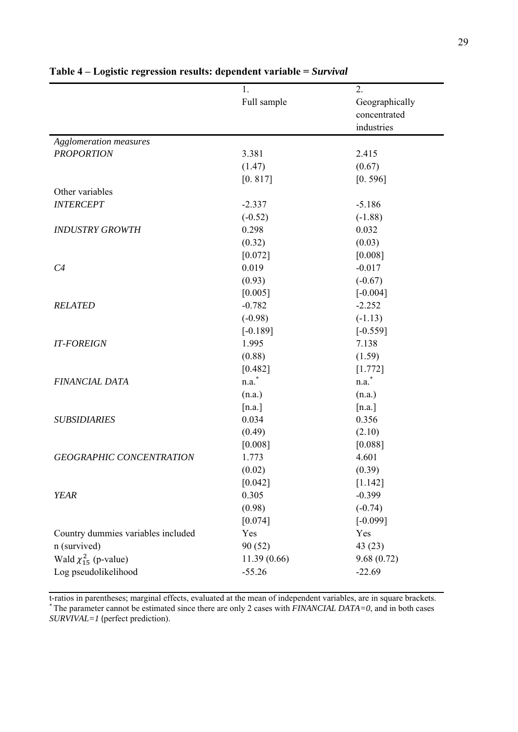**Table 4 – Logistic regression results: dependent variable = *Survival***

| | 1. Full sample | 2. Geographically concentrated industries |
|---|---|---|
| *Agglomeration measures* | | |
| *PROPORTION* | 3.381 | 2.415 |
| | (1.47) | (0.67) |
| | [0. 817] | [0. 596] |
| Other variables | | |
| *INTERCEPT* | -2.337 | -5.186 |
| | (-0.52) | (-1.88) |
| *INDUSTRY GROWTH* | 0.298 | 0.032 |
| | (0.32) | (0.03) |
| | [0.072] | [0.008] |
| *C4* | 0.019 | -0.017 |
| | (0.93) | (-0.67) |
| | [0.005] | [-0.004] |
| *RELATED* | -0.782 | -2.252 |
| | (-0.98) | (-1.13) |
| | [-0.189] | [-0.559] |
| *IT-FOREIGN* | 1.995 | 7.138 |
| | (0.88) | (1.59) |
| | [0.482] | [1.772] |
| *FINANCIAL DATA* | n.a.* | n.a.* |
| | (n.a.) | (n.a.) |
| | [n.a.] | [n.a.] |
| *SUBSIDIARIES* | 0.034 | 0.356 |
| | (0.49) | (2.10) |
| | [0.008] | [0.088] |
| *GEOGRAPHIC CONCENTRATION* | 1.773 | 4.601 |
| | (0.02) | (0.39) |
| | [0.042] | [1.142] |
| *YEAR* | 0.305 | -0.399 |
| | (0.98) | (-0.74) |
| | [0.074] | [-0.099] |
| Country dummies variables included | Yes | Yes |
| n (survived) | 90 (52) | 43 (23) |
| Wald $\chi^2_{15}$ (p-value) | 11.39 (0.66) | 9.68 (0.72) |
| Log pseudolikelihood | -55.26 | -22.69 |

t-ratios in parentheses; marginal effects, evaluated at the mean of independent variables, are in square brackets.
\* The parameter cannot be estimated since there are only 2 cases with *FINANCIAL DATA=0*, and in both cases *SURVIVAL=1* (perfect prediction).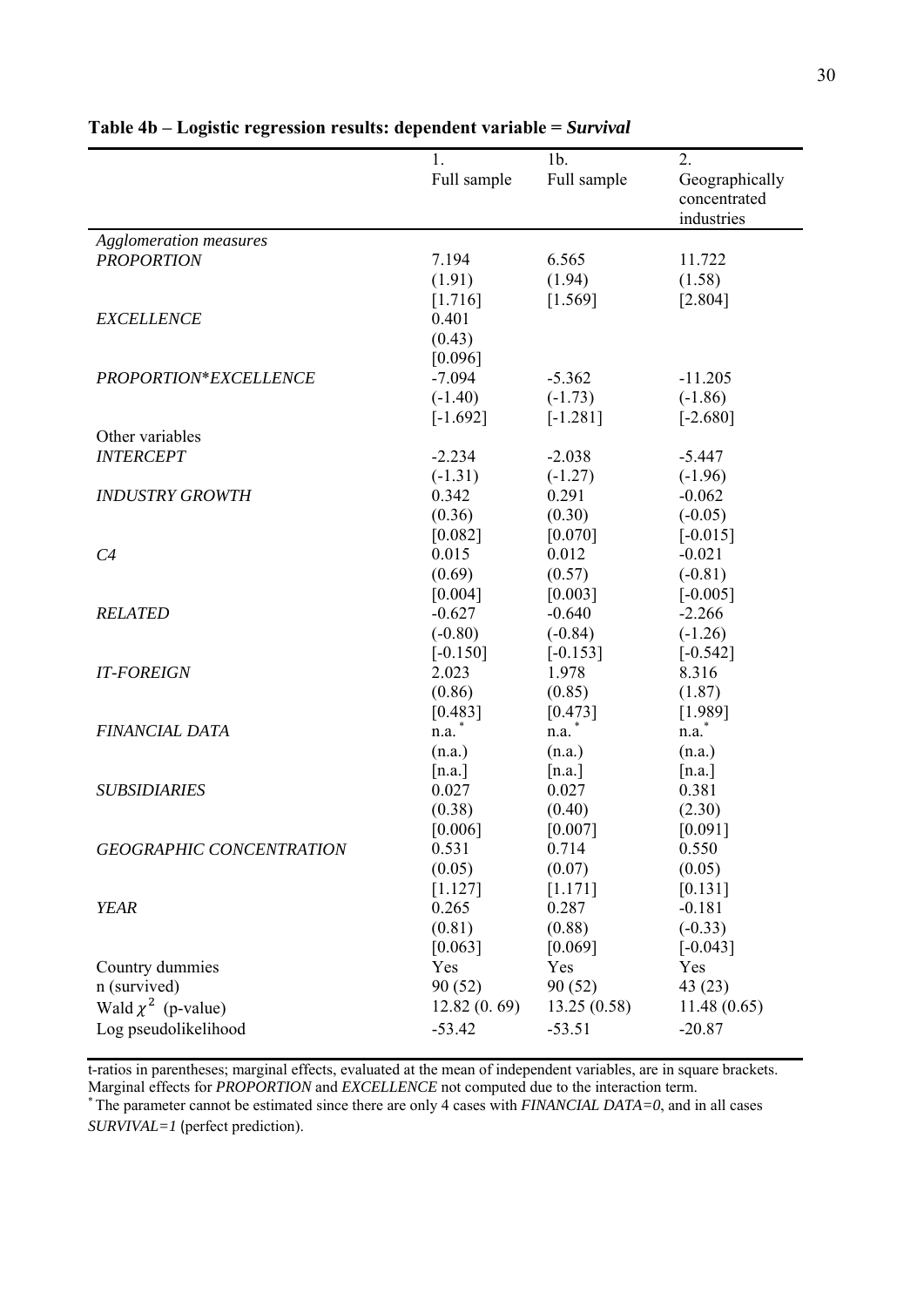**Table 4b – Logistic regression results: dependent variable = *Survival***

| | 1. Full sample | 1b. Full sample | 2. Geographically concentrated industries |
|---|---|---|---|
| *Agglomeration measures* | | | |
| *PROPORTION* | 7.194 | 6.565 | 11.722 |
| | (1.91) | (1.94) | (1.58) |
| | [1.716] | [1.569] | [2.804] |
| *EXCELLENCE* | 0.401 | | |
| | (0.43) | | |
| | [0.096] | | |
| *PROPORTION*EXCELLENCE* | -7.094 | -5.362 | -11.205 |
| | (-1.40) | (-1.73) | (-1.86) |
| | [-1.692] | [-1.281] | [-2.680] |
| Other variables | | | |
| *INTERCEPT* | -2.234 | -2.038 | -5.447 |
| | (-1.31) | (-1.27) | (-1.96) |
| *INDUSTRY GROWTH* | 0.342 | 0.291 | -0.062 |
| | (0.36) | (0.30) | (-0.05) |
| | [0.082] | [0.070] | [-0.015] |
| *C4* | 0.015 | 0.012 | -0.021 |
| | (0.69) | (0.57) | (-0.81) |
| | [0.004] | [0.003] | [-0.005] |
| *RELATED* | -0.627 | -0.640 | -2.266 |
| | (-0.80) | (-0.84) | (-1.26) |
| | [-0.150] | [-0.153] | [-0.542] |
| *IT-FOREIGN* | 2.023 | 1.978 | 8.316 |
| | (0.86) | (0.85) | (1.87) |
| | [0.483] | [0.473] | [1.989] |
| *FINANCIAL DATA* | n.a.* | n.a.* | n.a.* |
| | (n.a.) | (n.a.) | (n.a.) |
| | [n.a.] | [n.a.] | [n.a.] |
| *SUBSIDIARIES* | 0.027 | 0.027 | 0.381 |
| | (0.38) | (0.40) | (2.30) |
| | [0.006] | [0.007] | [0.091] |
| *GEOGRAPHIC CONCENTRATION* | 0.531 | 0.714 | 0.550 |
| | (0.05) | (0.07) | (0.05) |
| | [1.127] | [1.171] | [0.131] |
| *YEAR* | 0.265 | 0.287 | -0.181 |
| | (0.81) | (0.88) | (-0.33) |
| | [0.063] | [0.069] | [-0.043] |
| Country dummies | Yes | Yes | Yes |
| n (survived) | 90 (52) | 90 (52) | 43 (23) |
| Wald $\chi^2$ (p-value) | 12.82 (0. 69) | 13.25 (0.58) | 11.48 (0.65) |
| Log pseudolikelihood | -53.42 | -53.51 | -20.87 |

t-ratios in parentheses; marginal effects, evaluated at the mean of independent variables, are in square brackets. Marginal effects for *PROPORTION* and *EXCELLENCE* not computed due to the interaction term.

* The parameter cannot be estimated since there are only 4 cases with *FINANCIAL DATA=0*, and in all cases *SURVIVAL=1* (perfect prediction).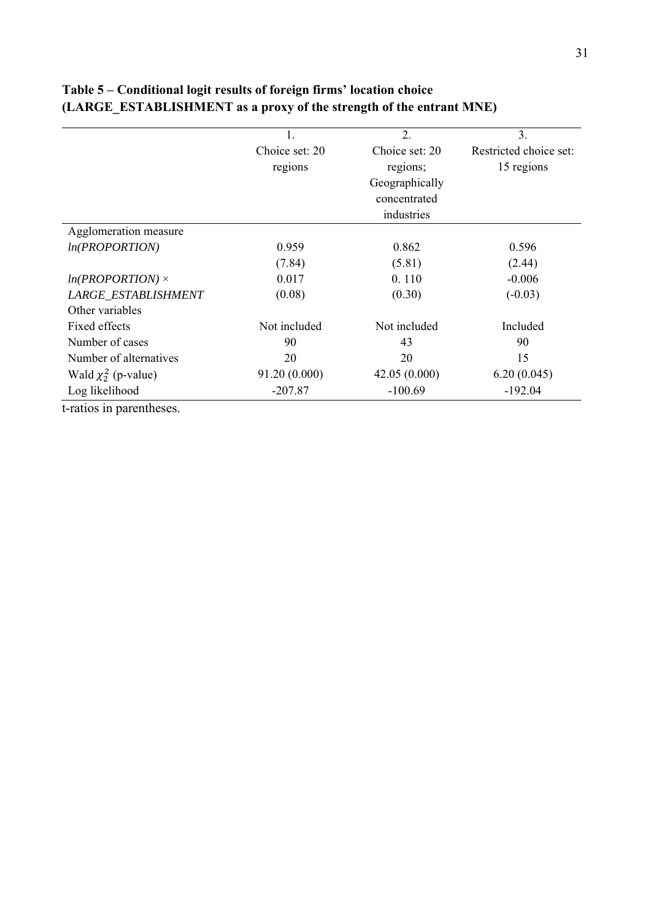**Table 5 – Conditional logit results of foreign firms' location choice (LARGE_ESTABLISHMENT as a proxy of the strength of the entrant MNE)**

| | 1. Choice set: 20 regions | 2. Choice set: 20 regions; Geographically concentrated industries | 3. Restricted choice set: 15 regions |
|---|---|---|---|
| Agglomeration measure | | | |
| *ln(PROPORTION)* | 0.959 | 0.862 | 0.596 |
| | (7.84) | (5.81) | (2.44) |
| *ln(PROPORTION)* × | 0.017 | 0. 110 | -0.006 |
| *LARGE_ESTABLISHMENT* | (0.08) | (0.30) | (-0.03) |
| Other variables | | | |
| Fixed effects | Not included | Not included | Included |
| Number of cases | 90 | 43 | 90 |
| Number of alternatives | 20 | 20 | 15 |
| Wald $\chi^2_2$ (p-value) | 91.20 (0.000) | 42.05 (0.000) | 6.20 (0.045) |
| Log likelihood | -207.87 | -100.69 | -192.04 |

t-ratios in parentheses.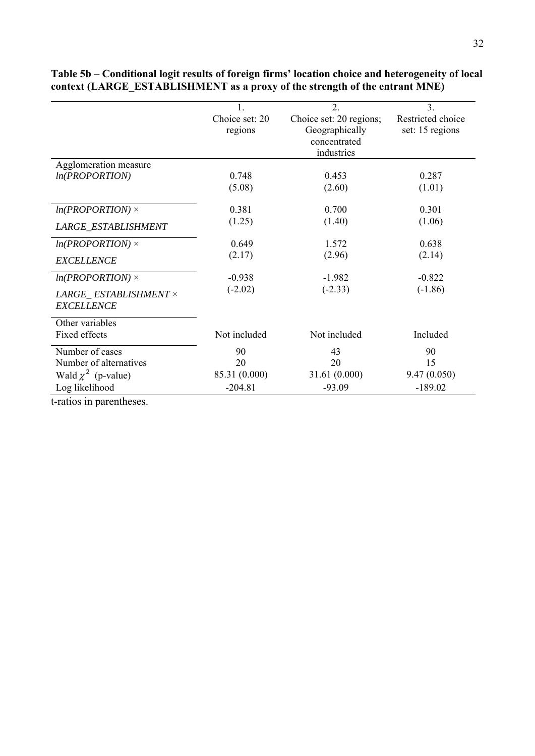**Table 5b – Conditional logit results of foreign firms' location choice and heterogeneity of local context (LARGE_ESTABLISHMENT as a proxy of the strength of the entrant MNE)**

| | 1. Choice set: 20 regions | 2. Choice set: 20 regions; Geographically concentrated industries | 3. Restricted choice set: 15 regions |
|---|---|---|---|
| Agglomeration measure | | | |
| *ln(PROPORTION)* | 0.748 | 0.453 | 0.287 |
| | (5.08) | (2.60) | (1.01) |
| *ln(PROPORTION)* × *LARGE_ESTABLISHMENT* | 0.381 | 0.700 | 0.301 |
| | (1.25) | (1.40) | (1.06) |
| *ln(PROPORTION)* × *EXCELLENCE* | 0.649 | 1.572 | 0.638 |
| | (2.17) | (2.96) | (2.14) |
| *ln(PROPORTION)* × *LARGE_ ESTABLISHMENT* × *EXCELLENCE* | -0.938 | -1.982 | -0.822 |
| | (-2.02) | (-2.33) | (-1.86) |
| Other variables | | | |
| Fixed effects | Not included | Not included | Included |
| Number of cases | 90 | 43 | 90 |
| Number of alternatives | 20 | 20 | 15 |
| Wald $\chi^2$ (p-value) | 85.31 (0.000) | 31.61 (0.000) | 9.47 (0.050) |
| Log likelihood | -204.81 | -93.09 | -189.02 |

t-ratios in parentheses.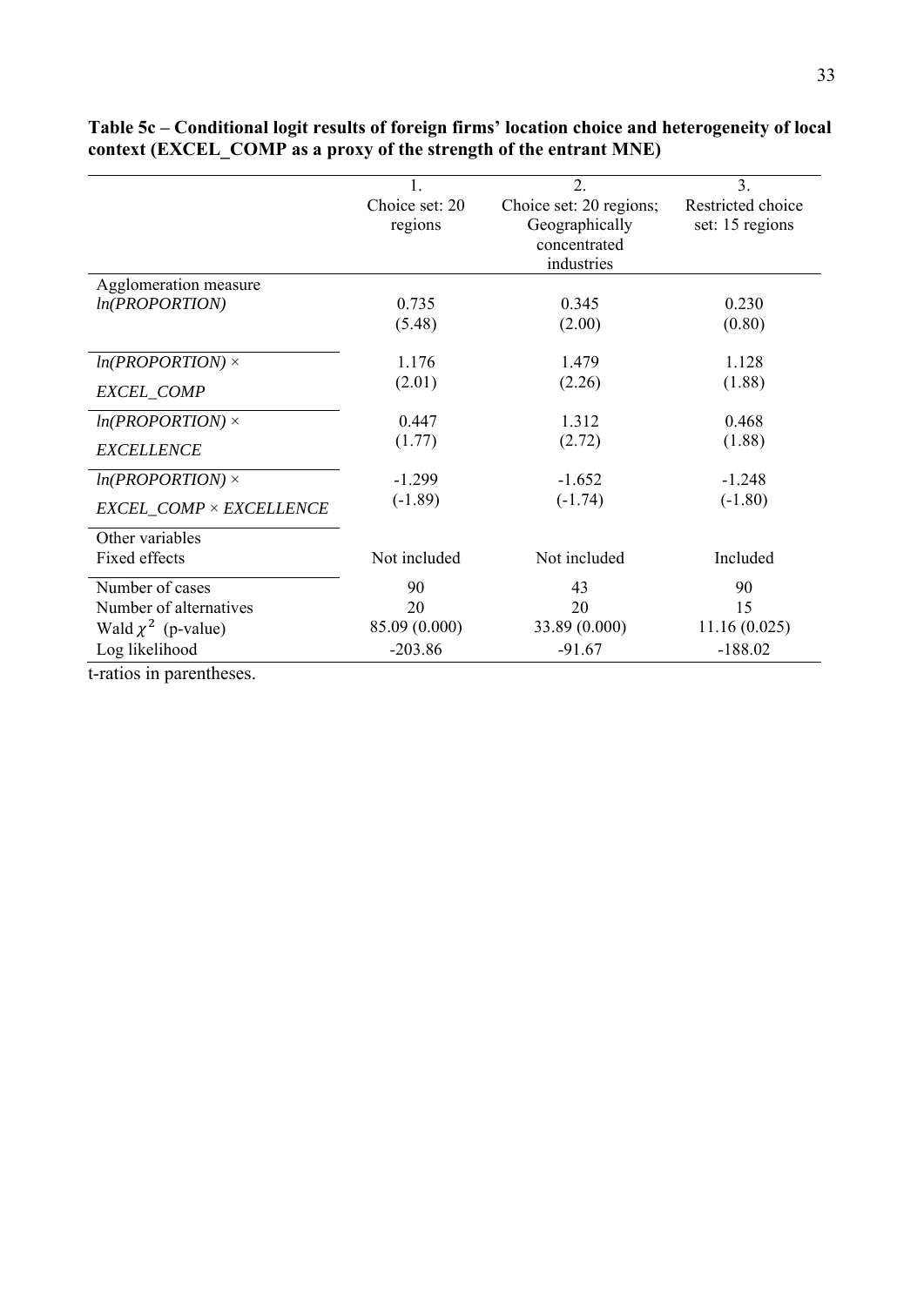**Table 5c – Conditional logit results of foreign firms' location choice and heterogeneity of local context (EXCEL_COMP as a proxy of the strength of the entrant MNE)**

| | 1. Choice set: 20 regions | 2. Choice set: 20 regions; Geographically concentrated industries | 3. Restricted choice set: 15 regions |
|---|---|---|---|
| Agglomeration measure | | | |
| *ln(PROPORTION)* | 0.735 | 0.345 | 0.230 |
| | (5.48) | (2.00) | (0.80) |
| *ln(PROPORTION) × EXCEL_COMP* | 1.176 | 1.479 | 1.128 |
| | (2.01) | (2.26) | (1.88) |
| *ln(PROPORTION) × EXCELLENCE* | 0.447 | 1.312 | 0.468 |
| | (1.77) | (2.72) | (1.88) |
| *ln(PROPORTION) × EXCEL_COMP × EXCELLENCE* | -1.299 | -1.652 | -1.248 |
| | (-1.89) | (-1.74) | (-1.80) |
| Other variables | | | |
| Fixed effects | Not included | Not included | Included |
| Number of cases | 90 | 43 | 90 |
| Number of alternatives | 20 | 20 | 15 |
| Wald $\chi^2$ (p-value) | 85.09 (0.000) | 33.89 (0.000) | 11.16 (0.025) |
| Log likelihood | -203.86 | -91.67 | -188.02 |

t-ratios in parentheses.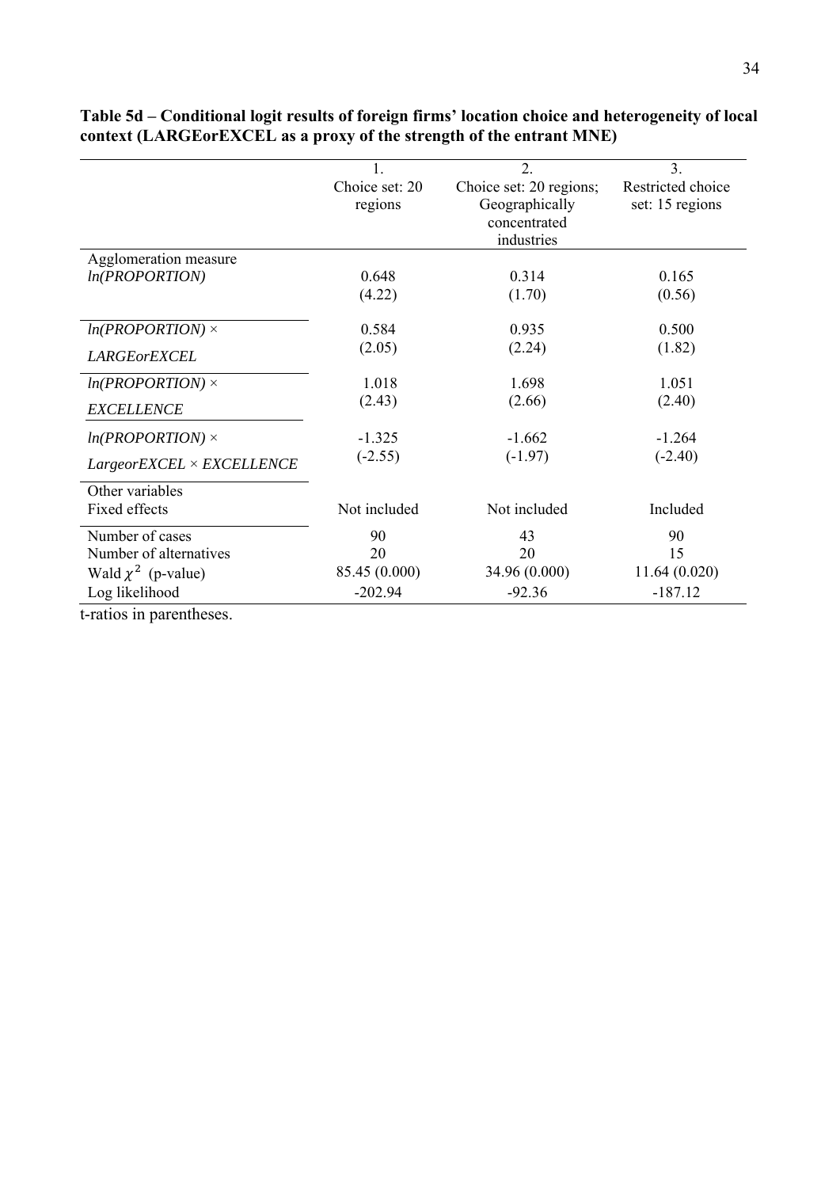**Table 5d – Conditional logit results of foreign firms' location choice and heterogeneity of local context (LARGEorEXCEL as a proxy of the strength of the entrant MNE)**

| | 1. Choice set: 20 regions | 2. Choice set: 20 regions; Geographically concentrated industries | 3. Restricted choice set: 15 regions |
|---|---|---|---|
| Agglomeration measure | | | |
| *ln(PROPORTION)* | 0.648 | 0.314 | 0.165 |
| | (4.22) | (1.70) | (0.56) |
| *ln(PROPORTION)* × *LARGEorEXCEL* | 0.584 | 0.935 | 0.500 |
| | (2.05) | (2.24) | (1.82) |
| *ln(PROPORTION)* × *EXCELLENCE* | 1.018 | 1.698 | 1.051 |
| | (2.43) | (2.66) | (2.40) |
| *ln(PROPORTION)* × *LargeorEXCEL* × *EXCELLENCE* | -1.325 | -1.662 | -1.264 |
| | (-2.55) | (-1.97) | (-2.40) |
| Other variables | | | |
| Fixed effects | Not included | Not included | Included |
| Number of cases | 90 | 43 | 90 |
| Number of alternatives | 20 | 20 | 15 |
| Wald $\chi^2$ (p-value) | 85.45 (0.000) | 34.96 (0.000) | 11.64 (0.020) |
| Log likelihood | -202.94 | -92.36 | -187.12 |

t-ratios in parentheses.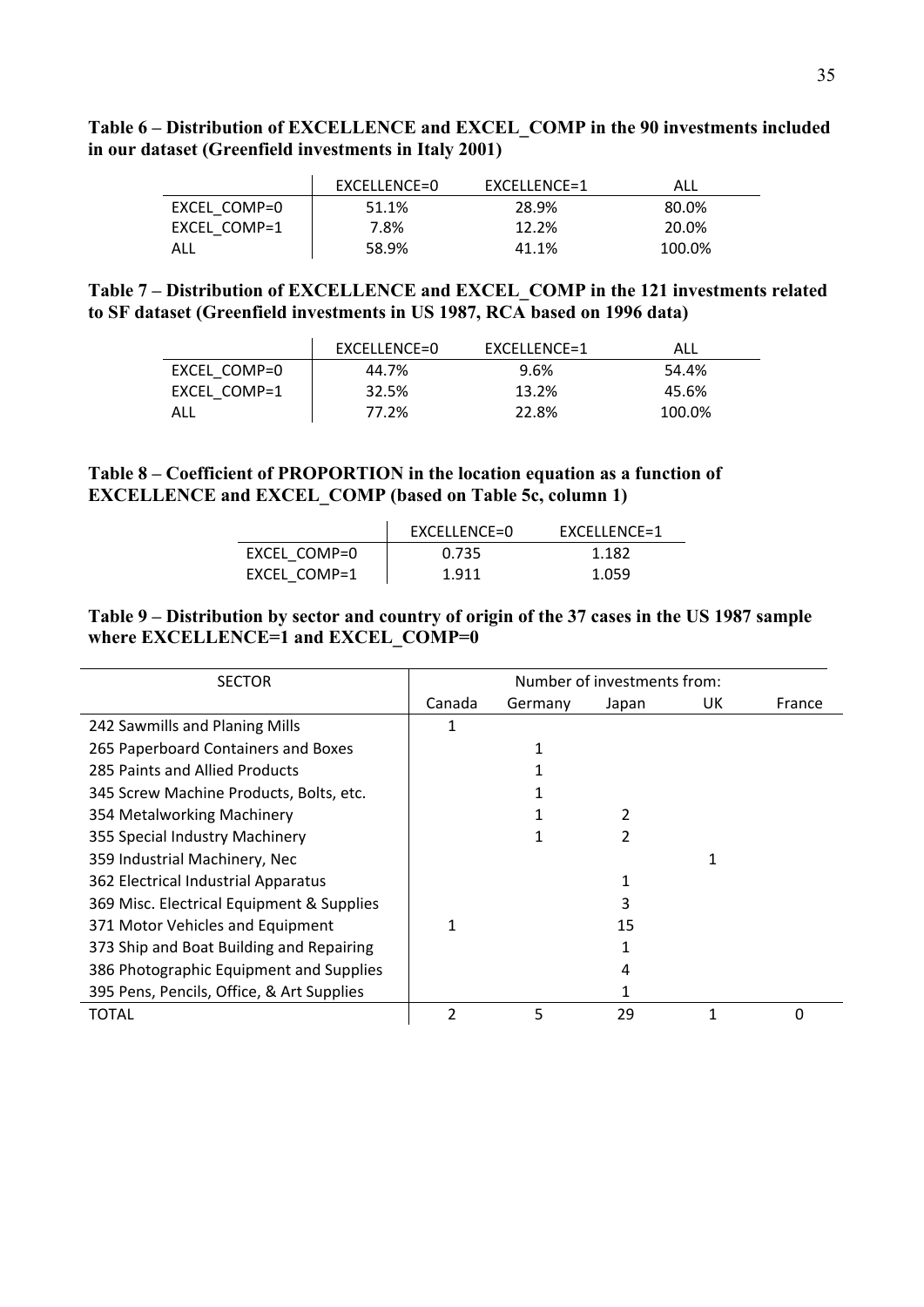**Table 6 – Distribution of EXCELLENCE and EXCEL_COMP in the 90 investments included in our dataset (Greenfield investments in Italy 2001)**

| | EXCELLENCE=0 | EXCELLENCE=1 | ALL |
|---|---|---|---|
| EXCEL_COMP=0 | 51.1% | 28.9% | 80.0% |
| EXCEL_COMP=1 | 7.8% | 12.2% | 20.0% |
| ALL | 58.9% | 41.1% | 100.0% |

**Table 7 – Distribution of EXCELLENCE and EXCEL_COMP in the 121 investments related to SF dataset (Greenfield investments in US 1987, RCA based on 1996 data)**

| | EXCELLENCE=0 | EXCELLENCE=1 | ALL |
|---|---|---|---|
| EXCEL_COMP=0 | 44.7% | 9.6% | 54.4% |
| EXCEL_COMP=1 | 32.5% | 13.2% | 45.6% |
| ALL | 77.2% | 22.8% | 100.0% |

**Table 8 – Coefficient of PROPORTION in the location equation as a function of EXCELLENCE and EXCEL_COMP (based on Table 5c, column 1)**

| | EXCELLENCE=0 | EXCELLENCE=1 |
|---|---|---|
| EXCEL_COMP=0 | 0.735 | 1.182 |
| EXCEL_COMP=1 | 1.911 | 1.059 |

**Table 9 – Distribution by sector and country of origin of the 37 cases in the US 1987 sample where EXCELLENCE=1 and EXCEL_COMP=0**

| SECTOR | Number of investments from: | | | | |
|---|---|---|---|---|---|
| | Canada | Germany | Japan | UK | France |
| 242 Sawmills and Planing Mills | 1 | | | | |
| 265 Paperboard Containers and Boxes | | 1 | | | |
| 285 Paints and Allied Products | | 1 | | | |
| 345 Screw Machine Products, Bolts, etc. | | 1 | | | |
| 354 Metalworking Machinery | | 1 | 2 | | |
| 355 Special Industry Machinery | | 1 | 2 | | |
| 359 Industrial Machinery, Nec | | | | 1 | |
| 362 Electrical Industrial Apparatus | | | 1 | | |
| 369 Misc. Electrical Equipment & Supplies | | | 3 | | |
| 371 Motor Vehicles and Equipment | 1 | | 15 | | |
| 373 Ship and Boat Building and Repairing | | | 1 | | |
| 386 Photographic Equipment and Supplies | | | 4 | | |
| 395 Pens, Pencils, Office, & Art Supplies | | | 1 | | |
| TOTAL | 2 | 5 | 29 | 1 | 0 |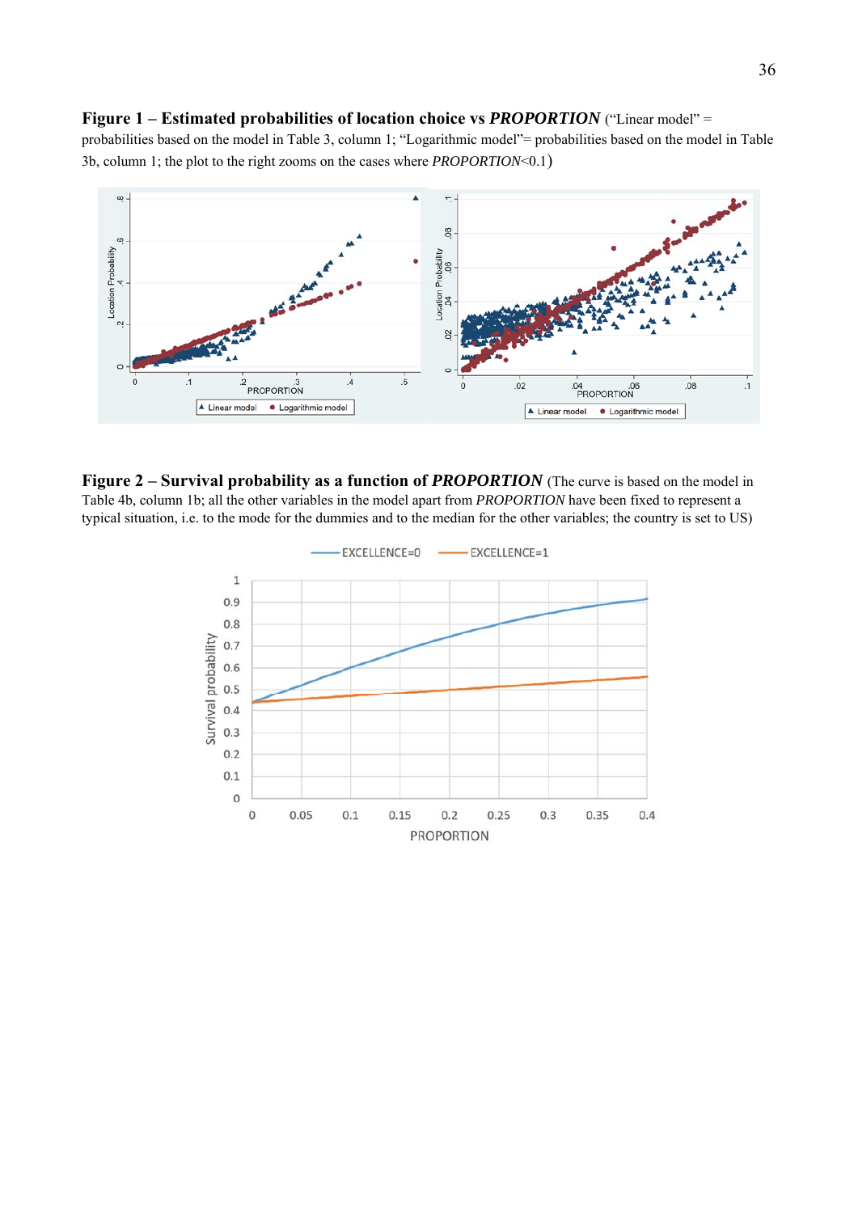**Figure 1 – Estimated probabilities of location choice vs *PROPORTION*** ("Linear model" = probabilities based on the model in Table 3, column 1; "Logarithmic model"= probabilities based on the model in Table 3b, column 1; the plot to the right zooms on the cases where *PROPORTION*<0.1)

**Figure 2 – Survival probability as a function of *PROPORTION*** (The curve is based on the model in Table 4b, column 1b; all the other variables in the model apart from *PROPORTION* have been fixed to represent a typical situation, i.e. to the mode for the dummies and to the median for the other variables; the country is set to US)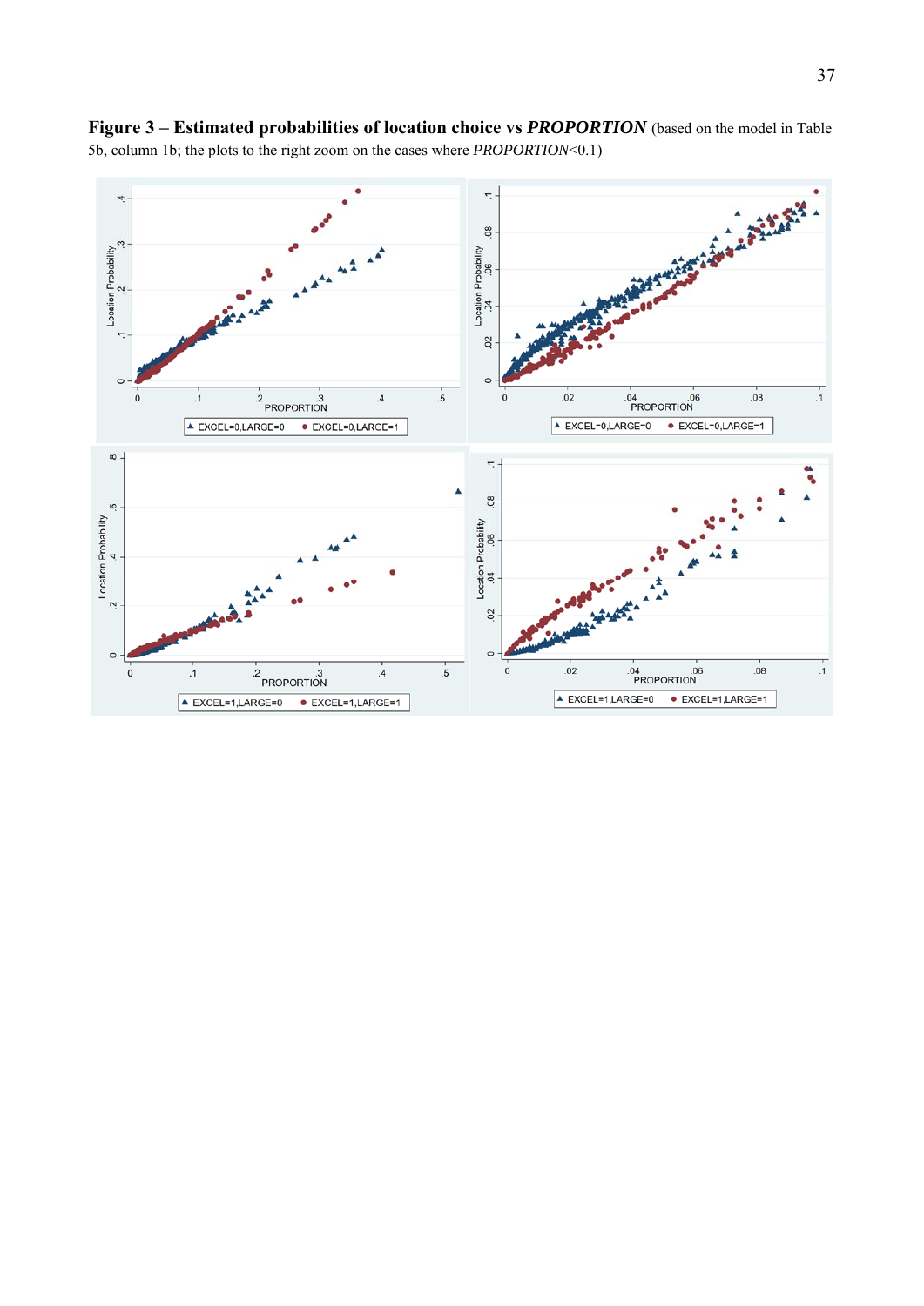**Figure 3 – Estimated probabilities of location choice vs *PROPORTION*** (based on the model in Table 5b, column 1b; the plots to the right zoom on the cases where *PROPORTION*<0.1)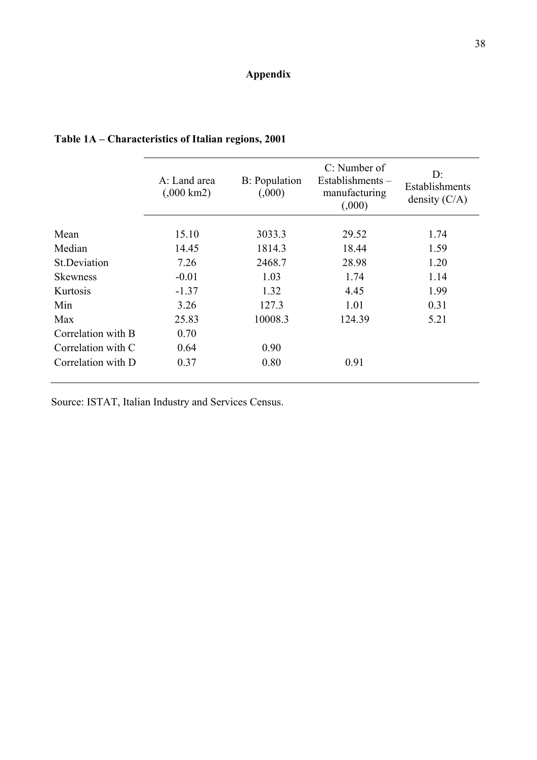# Appendix

**Table 1A – Characteristics of Italian regions, 2001**

| | A: Land area (,000 km2) | B: Population (,000) | C: Number of Establishments – manufacturing (,000) | D: Establishments density (C/A) |
|---|---|---|---|---|
| Mean | 15.10 | 3033.3 | 29.52 | 1.74 |
| Median | 14.45 | 1814.3 | 18.44 | 1.59 |
| St.Deviation | 7.26 | 2468.7 | 28.98 | 1.20 |
| Skewness | -0.01 | 1.03 | 1.74 | 1.14 |
| Kurtosis | -1.37 | 1.32 | 4.45 | 1.99 |
| Min | 3.26 | 127.3 | 1.01 | 0.31 |
| Max | 25.83 | 10008.3 | 124.39 | 5.21 |
| Correlation with B | 0.70 | | | |
| Correlation with C | 0.64 | 0.90 | | |
| Correlation with D | 0.37 | 0.80 | 0.91 | |

Source: ISTAT, Italian Industry and Services Census.